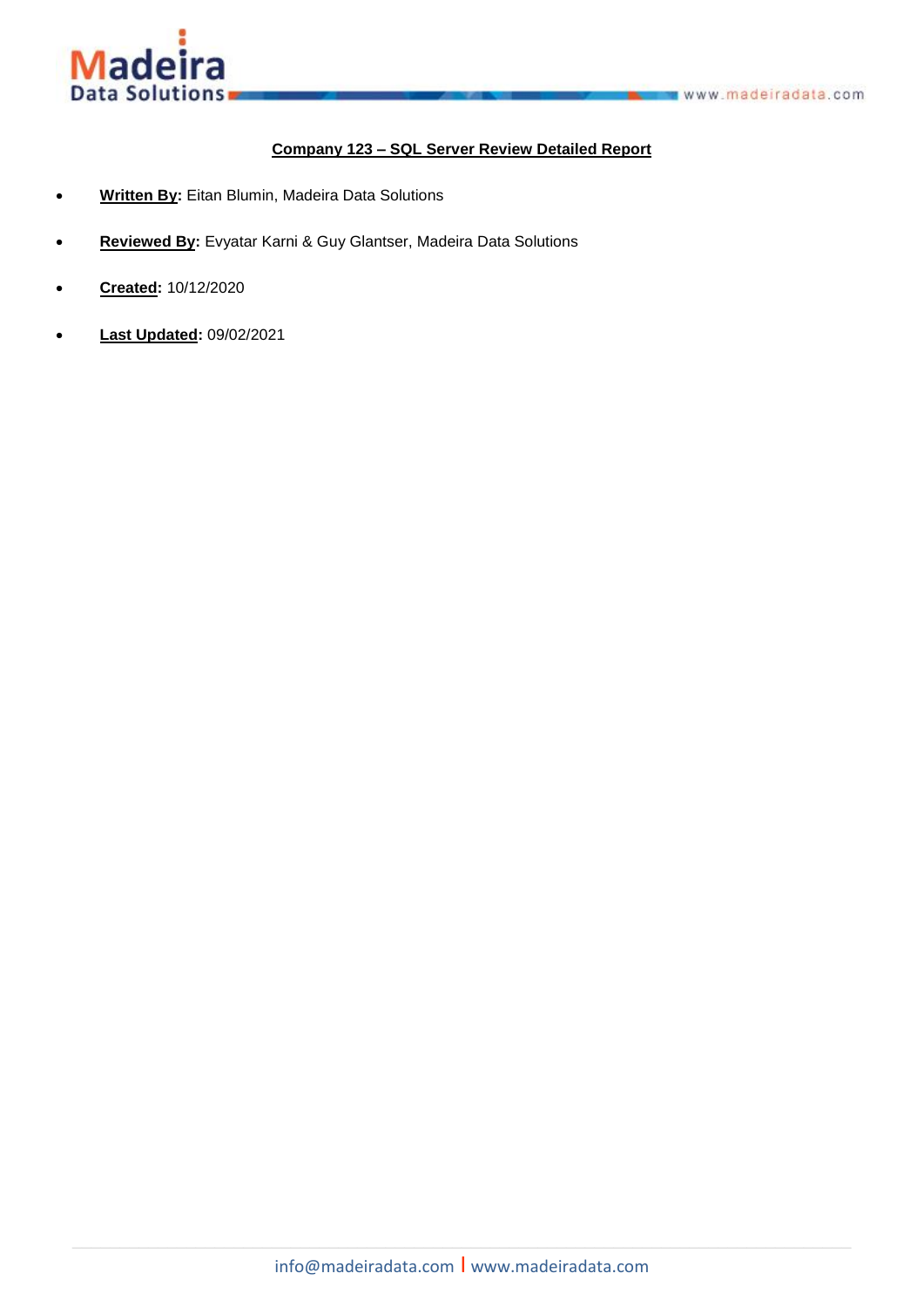# Company 123 – SQL Server Review Detailed Report

- **Written By:** Eitan Blumin, Madeira Data Solutions
- **Reviewed By:** Evyatar Karni & Guy Glantser, Madeira Data Solutions
- **Created:** 10/12/2020
- **Last Updated:** 09/02/2021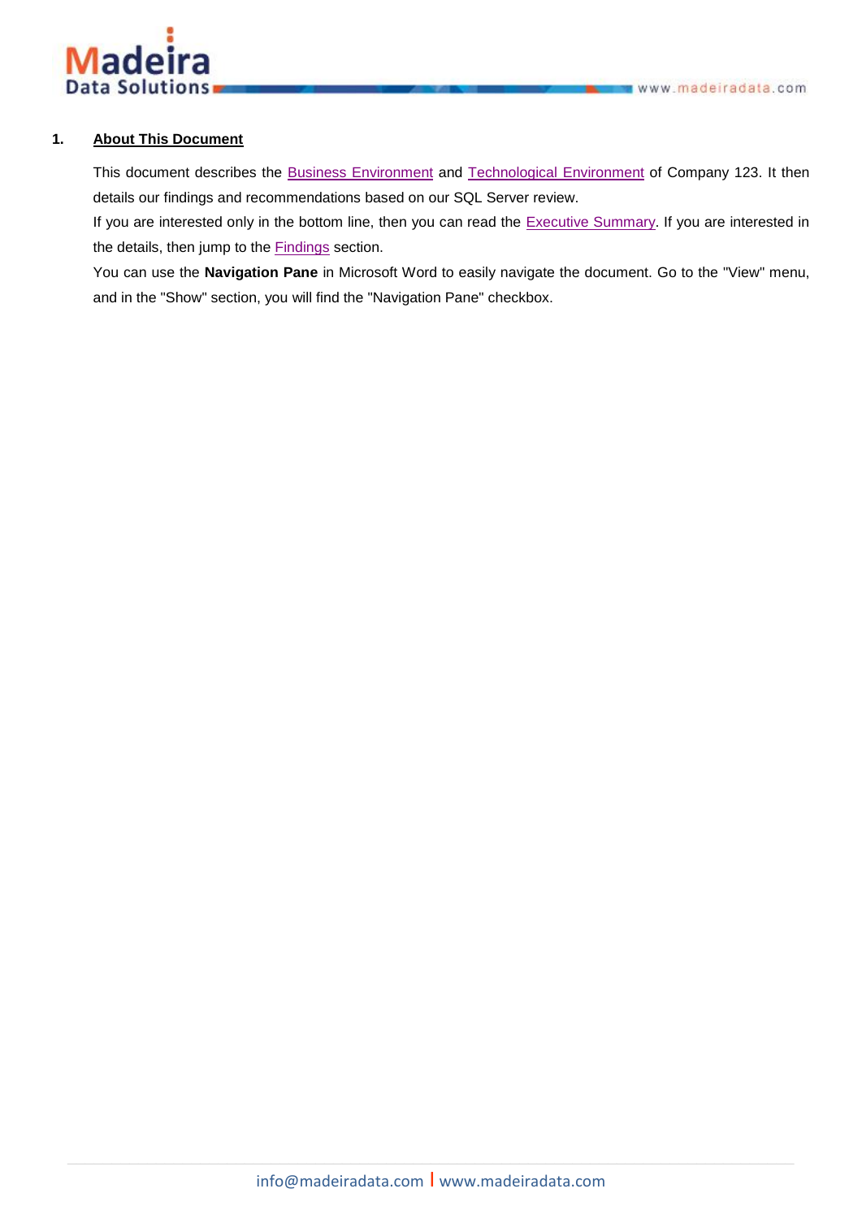## 1. About This Document

This document describes the Business Environment and Technological Environment of Company 123. It then details our findings and recommendations based on our SQL Server review.

If you are interested only in the bottom line, then you can read the Executive Summary. If you are interested in the details, then jump to the Findings section.

You can use the **Navigation Pane** in Microsoft Word to easily navigate the document. Go to the "View" menu, and in the "Show" section, you will find the "Navigation Pane" checkbox.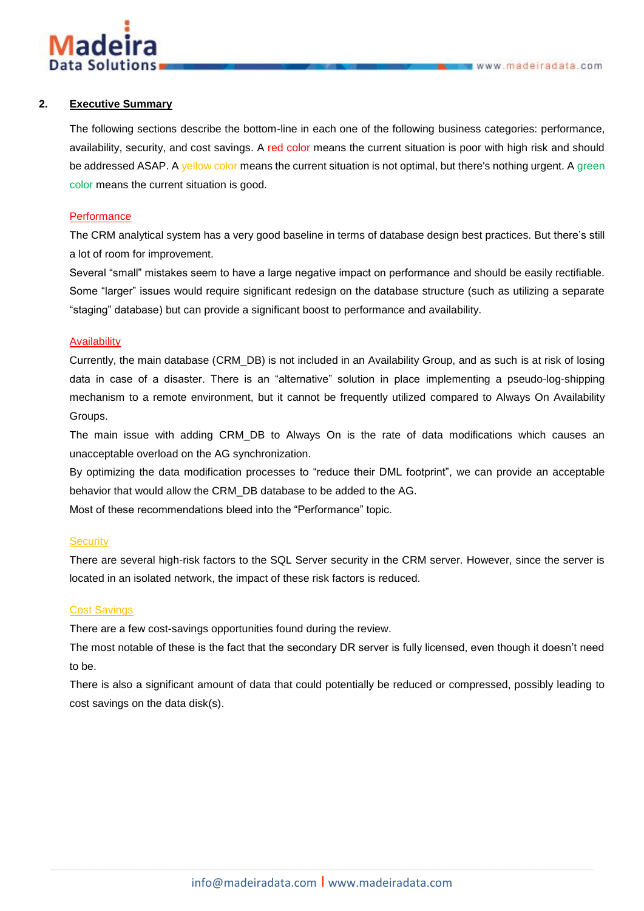## 2. Executive Summary

The following sections describe the bottom-line in each one of the following business categories: performance, availability, security, and cost savings. A red color means the current situation is poor with high risk and should be addressed ASAP. A yellow color means the current situation is not optimal, but there's nothing urgent. A green color means the current situation is good.

### Performance

The CRM analytical system has a very good baseline in terms of database design best practices. But there's still a lot of room for improvement.

Several "small" mistakes seem to have a large negative impact on performance and should be easily rectifiable. Some "larger" issues would require significant redesign on the database structure (such as utilizing a separate "staging" database) but can provide a significant boost to performance and availability.

### Availability

Currently, the main database (CRM_DB) is not included in an Availability Group, and as such is at risk of losing data in case of a disaster. There is an "alternative" solution in place implementing a pseudo-log-shipping mechanism to a remote environment, but it cannot be frequently utilized compared to Always On Availability Groups.

The main issue with adding CRM_DB to Always On is the rate of data modifications which causes an unacceptable overload on the AG synchronization.

By optimizing the data modification processes to "reduce their DML footprint", we can provide an acceptable behavior that would allow the CRM_DB database to be added to the AG.

Most of these recommendations bleed into the "Performance" topic.

### Security

There are several high-risk factors to the SQL Server security in the CRM server. However, since the server is located in an isolated network, the impact of these risk factors is reduced.

### Cost Savings

There are a few cost-savings opportunities found during the review.

The most notable of these is the fact that the secondary DR server is fully licensed, even though it doesn't need to be.

There is also a significant amount of data that could potentially be reduced or compressed, possibly leading to cost savings on the data disk(s).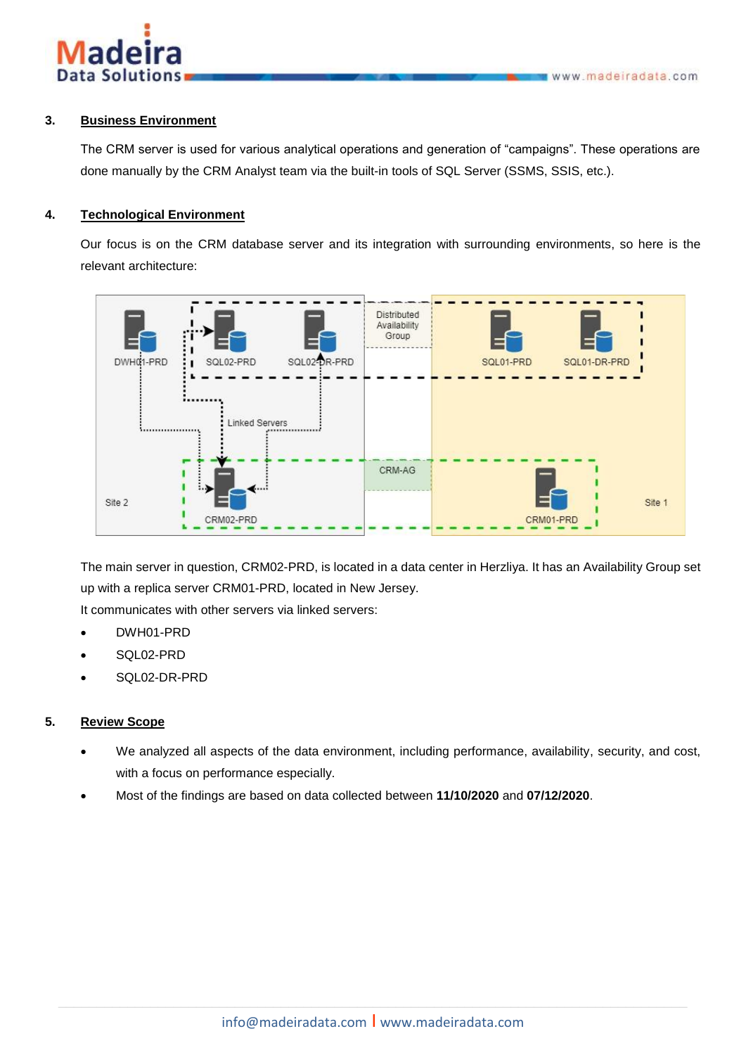## 3. Business Environment

The CRM server is used for various analytical operations and generation of "campaigns". These operations are done manually by the CRM Analyst team via the built-in tools of SQL Server (SSMS, SSIS, etc.).

## 4. Technological Environment

Our focus is on the CRM database server and its integration with surrounding environments, so here is the relevant architecture:

DWH01-PRD
SQL02-PRD
SQL02-DR-PRD
Distributed Availability Group
SQL01-PRD
SQL01-DR-PRD
Linked Servers
CRM-AG
Site 2
CRM02-PRD
CRM01-PRD
Site 1

The main server in question, CRM02-PRD, is located in a data center in Herzliya. It has an Availability Group set up with a replica server CRM01-PRD, located in New Jersey.
It communicates with other servers via linked servers:

- DWH01-PRD
- SQL02-PRD
- SQL02-DR-PRD

## 5. Review Scope

- We analyzed all aspects of the data environment, including performance, availability, security, and cost, with a focus on performance especially.
- Most of the findings are based on data collected between **11/10/2020** and **07/12/2020**.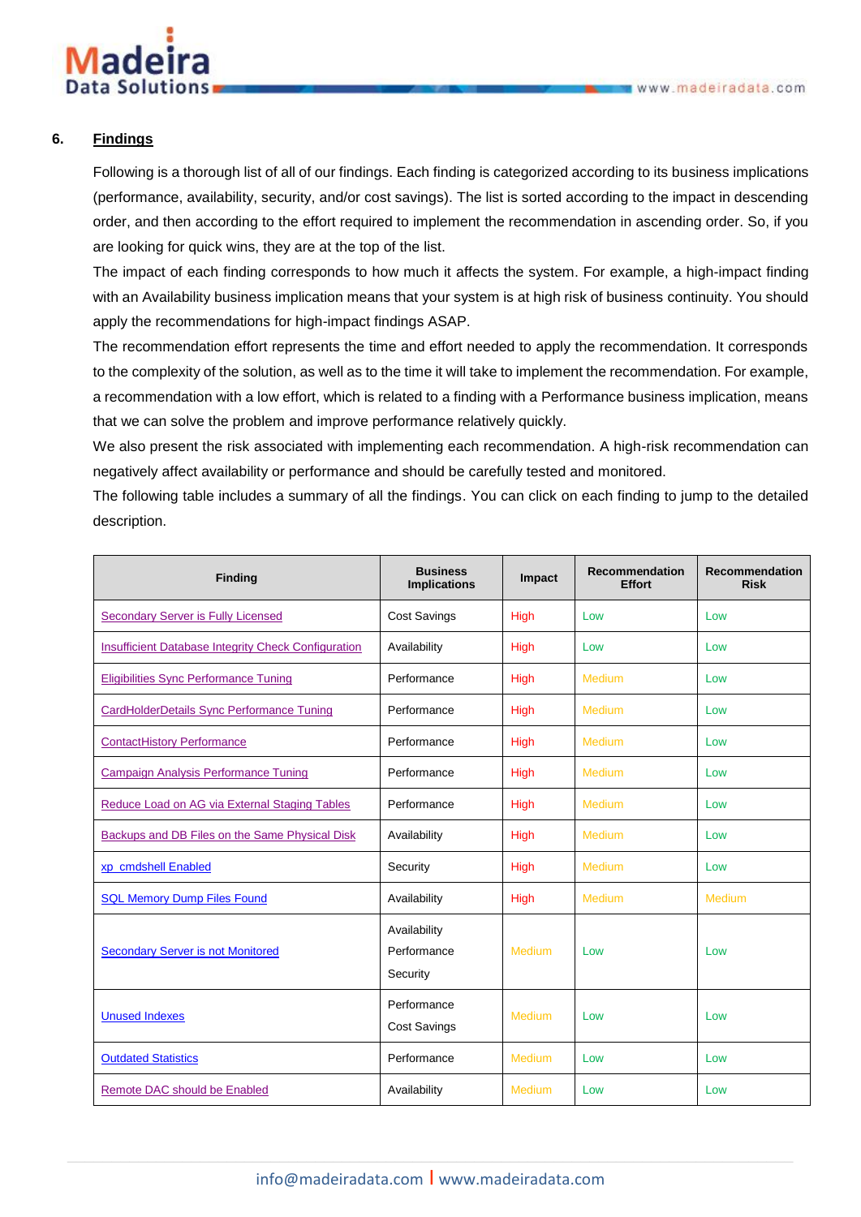## 6. Findings

Following is a thorough list of all of our findings. Each finding is categorized according to its business implications (performance, availability, security, and/or cost savings). The list is sorted according to the impact in descending order, and then according to the effort required to implement the recommendation in ascending order. So, if you are looking for quick wins, they are at the top of the list.

The impact of each finding corresponds to how much it affects the system. For example, a high-impact finding with an Availability business implication means that your system is at high risk of business continuity. You should apply the recommendations for high-impact findings ASAP.

The recommendation effort represents the time and effort needed to apply the recommendation. It corresponds to the complexity of the solution, as well as to the time it will take to implement the recommendation. For example, a recommendation with a low effort, which is related to a finding with a Performance business implication, means that we can solve the problem and improve performance relatively quickly.

We also present the risk associated with implementing each recommendation. A high-risk recommendation can negatively affect availability or performance and should be carefully tested and monitored.

The following table includes a summary of all the findings. You can click on each finding to jump to the detailed description.

| Finding | Business Implications | Impact | Recommendation Effort | Recommendation Risk |
|---|---|---|---|---|
| Secondary Server is Fully Licensed | Cost Savings | High | Low | Low |
| Insufficient Database Integrity Check Configuration | Availability | High | Low | Low |
| Eligibilities Sync Performance Tuning | Performance | High | Medium | Low |
| CardHolderDetails Sync Performance Tuning | Performance | High | Medium | Low |
| ContactHistory Performance | Performance | High | Medium | Low |
| Campaign Analysis Performance Tuning | Performance | High | Medium | Low |
| Reduce Load on AG via External Staging Tables | Performance | High | Medium | Low |
| Backups and DB Files on the Same Physical Disk | Availability | High | Medium | Low |
| xp_cmdshell Enabled | Security | High | Medium | Low |
| SQL Memory Dump Files Found | Availability | High | Medium | Medium |
| Secondary Server is not Monitored | Availability<br>Performance<br>Security | Medium | Low | Low |
| Unused Indexes | Performance<br>Cost Savings | Medium | Low | Low |
| Outdated Statistics | Performance | Medium | Low | Low |
| Remote DAC should be Enabled | Availability | Medium | Low | Low |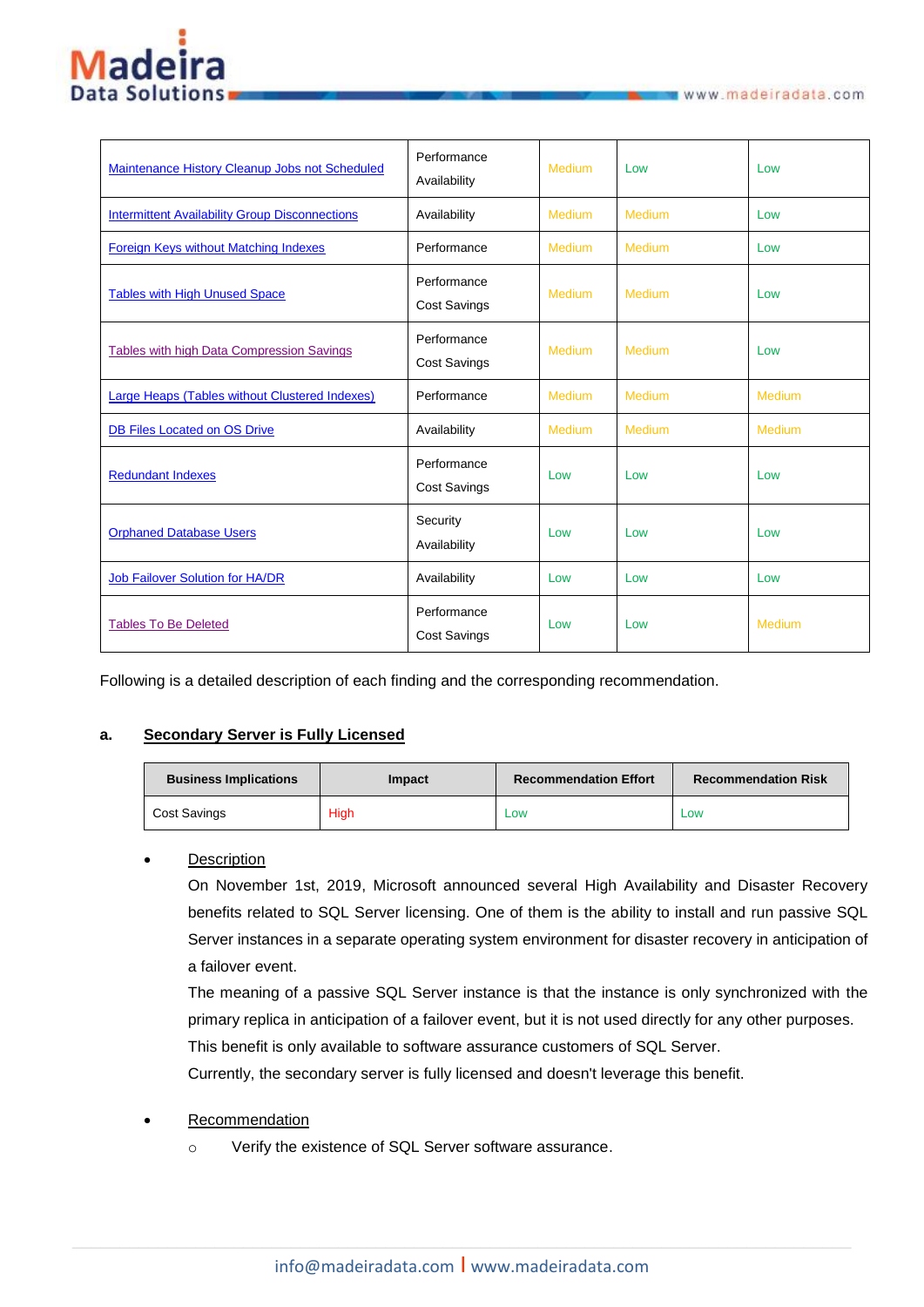| | | | | |
|---|---|---|---|---|
| Maintenance History Cleanup Jobs not Scheduled | Performance<br>Availability | Medium | Low | Low |
| Intermittent Availability Group Disconnections | Availability | Medium | Medium | Low |
| Foreign Keys without Matching Indexes | Performance | Medium | Medium | Low |
| Tables with High Unused Space | Performance<br>Cost Savings | Medium | Medium | Low |
| Tables with high Data Compression Savings | Performance<br>Cost Savings | Medium | Medium | Low |
| Large Heaps (Tables without Clustered Indexes) | Performance | Medium | Medium | Medium |
| DB Files Located on OS Drive | Availability | Medium | Medium | Medium |
| Redundant Indexes | Performance<br>Cost Savings | Low | Low | Low |
| Orphaned Database Users | Security<br>Availability | Low | Low | Low |
| Job Failover Solution for HA/DR | Availability | Low | Low | Low |
| Tables To Be Deleted | Performance<br>Cost Savings | Low | Low | Medium |

Following is a detailed description of each finding and the corresponding recommendation.

### a. Secondary Server is Fully Licensed

| Business Implications | Impact | Recommendation Effort | Recommendation Risk |
|---|---|---|---|
| Cost Savings | High | Low | Low |

- Description

  On November 1st, 2019, Microsoft announced several High Availability and Disaster Recovery benefits related to SQL Server licensing. One of them is the ability to install and run passive SQL Server instances in a separate operating system environment for disaster recovery in anticipation of a failover event.

  The meaning of a passive SQL Server instance is that the instance is only synchronized with the primary replica in anticipation of a failover event, but it is not used directly for any other purposes.

  This benefit is only available to software assurance customers of SQL Server.

  Currently, the secondary server is fully licensed and doesn't leverage this benefit.

- Recommendation
  - Verify the existence of SQL Server software assurance.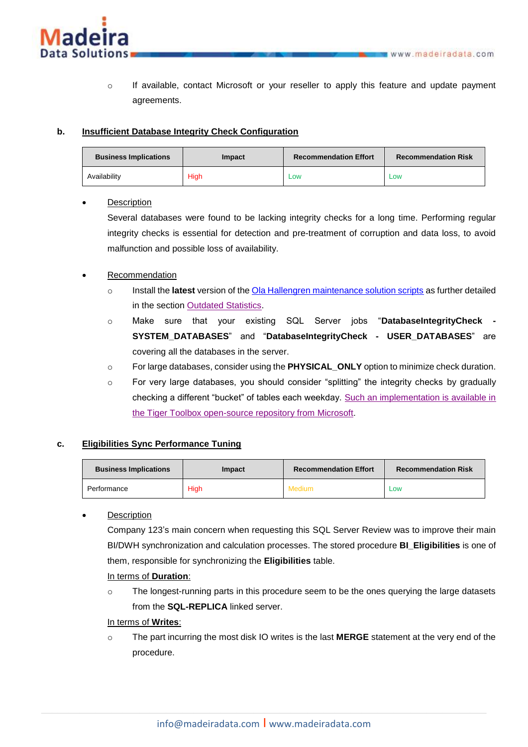- If available, contact Microsoft or your reseller to apply this feature and update payment agreements.

### b. Insufficient Database Integrity Check Configuration

| Business Implications | Impact | Recommendation Effort | Recommendation Risk |
|---|---|---|---|
| Availability | High | Low | Low |

- Description

  Several databases were found to be lacking integrity checks for a long time. Performing regular integrity checks is essential for detection and pre-treatment of corruption and data loss, to avoid malfunction and possible loss of availability.

- Recommendation
  - Install the **latest** version of the Ola Hallengren maintenance solution scripts as further detailed in the section Outdated Statistics.
  - Make sure that your existing SQL Server jobs "**DatabaseIntegrityCheck - SYSTEM_DATABASES**" and "**DatabaseIntegrityCheck - USER_DATABASES**" are covering all the databases in the server.
  - For large databases, consider using the **PHYSICAL_ONLY** option to minimize check duration.
  - For very large databases, you should consider "splitting" the integrity checks by gradually checking a different "bucket" of tables each weekday. Such an implementation is available in the Tiger Toolbox open-source repository from Microsoft.

### c. Eligibilities Sync Performance Tuning

| Business Implications | Impact | Recommendation Effort | Recommendation Risk |
|---|---|---|---|
| Performance | High | Medium | Low |

- Description

  Company 123's main concern when requesting this SQL Server Review was to improve their main BI/DWH synchronization and calculation processes. The stored procedure **BI_Eligibilities** is one of them, responsible for synchronizing the **Eligibilities** table.

  In terms of **Duration**:

  - The longest-running parts in this procedure seem to be the ones querying the large datasets from the **SQL-REPLICA** linked server.

  In terms of **Writes**:

  - The part incurring the most disk IO writes is the last **MERGE** statement at the very end of the procedure.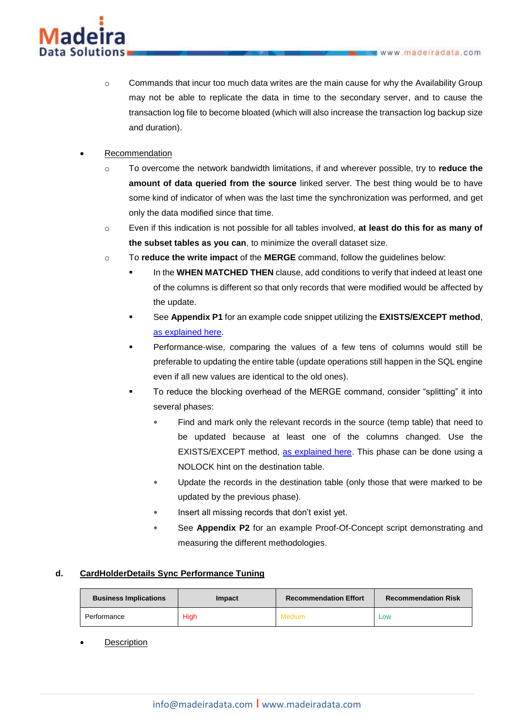- Commands that incur too much data writes are the main cause for why the Availability Group may not be able to replicate the data in time to the secondary server, and to cause the transaction log file to become bloated (which will also increase the transaction log backup size and duration).

- Recommendation
   - To overcome the network bandwidth limitations, if and wherever possible, try to **reduce the amount of data queried from the source** linked server. The best thing would be to have some kind of indicator of when was the last time the synchronization was performed, and get only the data modified since that time.
   - Even if this indication is not possible for all tables involved, **at least do this for as many of the subset tables as you can**, to minimize the overall dataset size.
   - To **reduce the write impact** of the **MERGE** command, follow the guidelines below:
      - In the **WHEN MATCHED THEN** clause, add conditions to verify that indeed at least one of the columns is different so that only records that were modified would be affected by the update.
      - See **Appendix P1** for an example code snippet utilizing the **EXISTS/EXCEPT method**, as explained here.
      - Performance-wise, comparing the values of a few tens of columns would still be preferable to updating the entire table (update operations still happen in the SQL engine even if all new values are identical to the old ones).
      - To reduce the blocking overhead of the MERGE command, consider "splitting" it into several phases:
         - Find and mark only the relevant records in the source (temp table) that need to be updated because at least one of the columns changed. Use the EXISTS/EXCEPT method, as explained here. This phase can be done using a NOLOCK hint on the destination table.
         - Update the records in the destination table (only those that were marked to be updated by the previous phase).
         - Insert all missing records that don't exist yet.
         - See **Appendix P2** for an example Proof-Of-Concept script demonstrating and measuring the different methodologies.

### d. CardHolderDetails Sync Performance Tuning

| Business Implications | Impact | Recommendation Effort | Recommendation Risk |
|---|---|---|---|
| Performance | High | Medium | Low |

- Description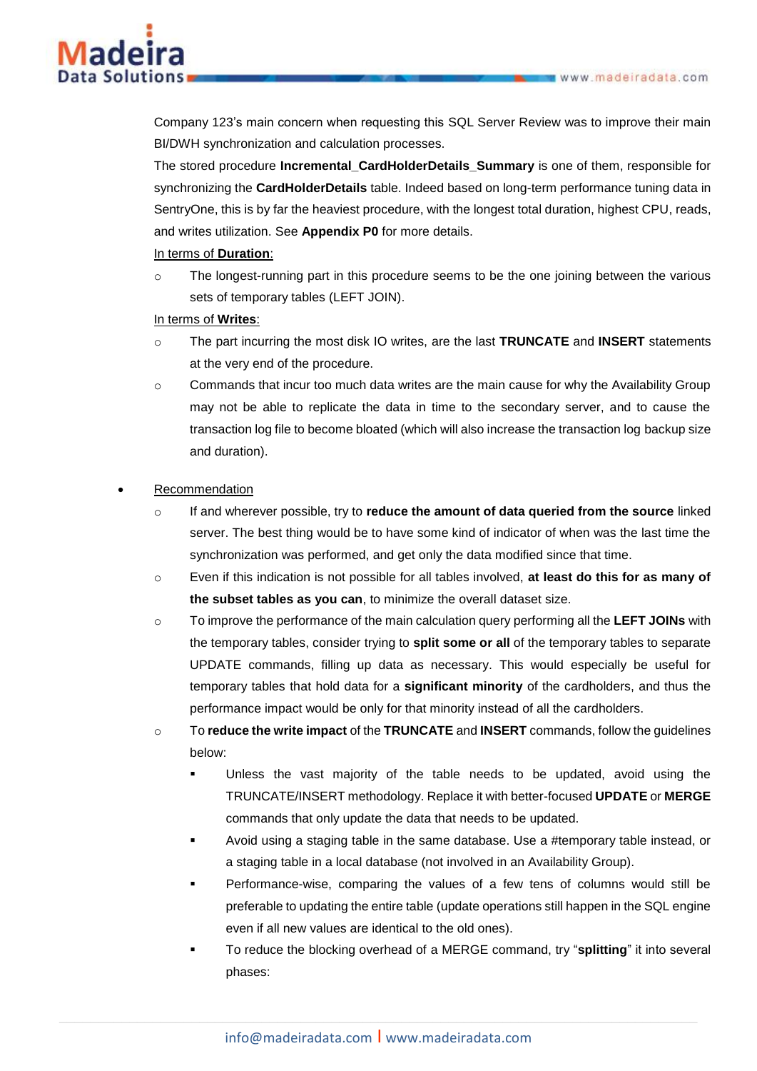Company 123's main concern when requesting this SQL Server Review was to improve their main BI/DWH synchronization and calculation processes.

The stored procedure **Incremental_CardHolderDetails_Summary** is one of them, responsible for synchronizing the **CardHolderDetails** table. Indeed based on long-term performance tuning data in SentryOne, this is by far the heaviest procedure, with the longest total duration, highest CPU, reads, and writes utilization. See **Appendix P0** for more details.

<u>In terms of **Duration**:</u>

- The longest-running part in this procedure seems to be the one joining between the various sets of temporary tables (LEFT JOIN).

<u>In terms of **Writes**:</u>

- The part incurring the most disk IO writes, are the last **TRUNCATE** and **INSERT** statements at the very end of the procedure.
- Commands that incur too much data writes are the main cause for why the Availability Group may not be able to replicate the data in time to the secondary server, and to cause the transaction log file to become bloated (which will also increase the transaction log backup size and duration).

- <u>Recommendation</u>
  - If and wherever possible, try to **reduce the amount of data queried from the source** linked server. The best thing would be to have some kind of indicator of when was the last time the synchronization was performed, and get only the data modified since that time.
  - Even if this indication is not possible for all tables involved, **at least do this for as many of the subset tables as you can**, to minimize the overall dataset size.
  - To improve the performance of the main calculation query performing all the **LEFT JOINs** with the temporary tables, consider trying to **split some or all** of the temporary tables to separate UPDATE commands, filling up data as necessary. This would especially be useful for temporary tables that hold data for a **significant minority** of the cardholders, and thus the performance impact would be only for that minority instead of all the cardholders.
  - To **reduce the write impact** of the **TRUNCATE** and **INSERT** commands, follow the guidelines below:
    - Unless the vast majority of the table needs to be updated, avoid using the TRUNCATE/INSERT methodology. Replace it with better-focused **UPDATE** or **MERGE** commands that only update the data that needs to be updated.
    - Avoid using a staging table in the same database. Use a #temporary table instead, or a staging table in a local database (not involved in an Availability Group).
    - Performance-wise, comparing the values of a few tens of columns would still be preferable to updating the entire table (update operations still happen in the SQL engine even if all new values are identical to the old ones).
    - To reduce the blocking overhead of a MERGE command, try "**splitting**" it into several phases: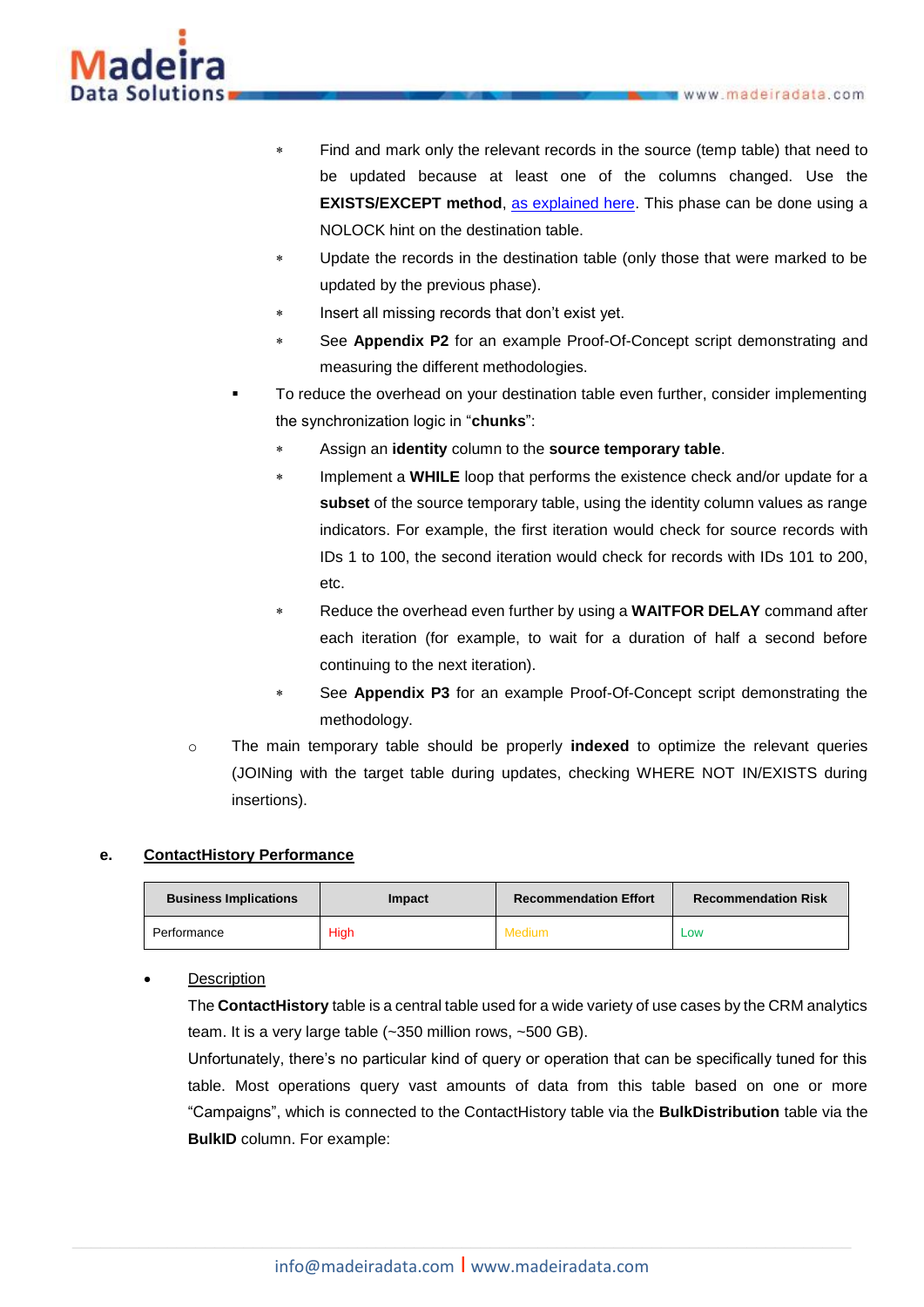- Find and mark only the relevant records in the source (temp table) that need to be updated because at least one of the columns changed. Use the **EXISTS/EXCEPT method**, [as explained here](). This phase can be done using a NOLOCK hint on the destination table.
        - Update the records in the destination table (only those that were marked to be updated by the previous phase).
        - Insert all missing records that don't exist yet.
        - See **Appendix P2** for an example Proof-Of-Concept script demonstrating and measuring the different methodologies.
    - To reduce the overhead on your destination table even further, consider implementing the synchronization logic in "**chunks**":
        - Assign an **identity** column to the **source temporary table**.
        - Implement a **WHILE** loop that performs the existence check and/or update for a **subset** of the source temporary table, using the identity column values as range indicators. For example, the first iteration would check for source records with IDs 1 to 100, the second iteration would check for records with IDs 101 to 200, etc.
        - Reduce the overhead even further by using a **WAITFOR DELAY** command after each iteration (for example, to wait for a duration of half a second before continuing to the next iteration).
        - See **Appendix P3** for an example Proof-Of-Concept script demonstrating the methodology.
  - The main temporary table should be properly **indexed** to optimize the relevant queries (JOINing with the target table during updates, checking WHERE NOT IN/EXISTS during insertions).

### e. ContactHistory Performance

| Business Implications | Impact | Recommendation Effort | Recommendation Risk |
|---|---|---|---|
| Performance | High | Medium | Low |

- Description

  The **ContactHistory** table is a central table used for a wide variety of use cases by the CRM analytics team. It is a very large table (~350 million rows, ~500 GB).

  Unfortunately, there's no particular kind of query or operation that can be specifically tuned for this table. Most operations query vast amounts of data from this table based on one or more "Campaigns", which is connected to the ContactHistory table via the **BulkDistribution** table via the **BulkID** column. For example: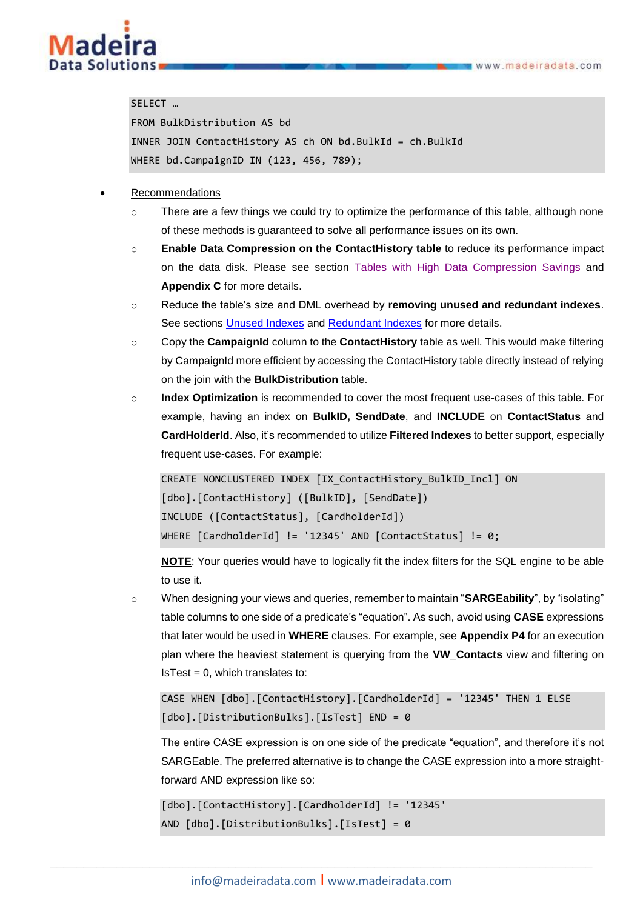```
SELECT …
FROM BulkDistribution AS bd
INNER JOIN ContactHistory AS ch ON bd.BulkId = ch.BulkId
WHERE bd.CampaignID IN (123, 456, 789);
```

- Recommendations
  - There are a few things we could try to optimize the performance of this table, although none of these methods is guaranteed to solve all performance issues on its own.
  - **Enable Data Compression on the ContactHistory table** to reduce its performance impact on the data disk. Please see section Tables with High Data Compression Savings and **Appendix C** for more details.
  - Reduce the table's size and DML overhead by **removing unused and redundant indexes**. See sections Unused Indexes and Redundant Indexes for more details.
  - Copy the **CampaignId** column to the **ContactHistory** table as well. This would make filtering by CampaignId more efficient by accessing the ContactHistory table directly instead of relying on the join with the **BulkDistribution** table.
  - **Index Optimization** is recommended to cover the most frequent use-cases of this table. For example, having an index on **BulkID, SendDate**, and **INCLUDE** on **ContactStatus** and **CardHolderId**. Also, it's recommended to utilize **Filtered Indexes** to better support, especially frequent use-cases. For example:

    ```
    CREATE NONCLUSTERED INDEX [IX_ContactHistory_BulkID_Incl] ON
    [dbo].[ContactHistory] ([BulkID], [SendDate])
    INCLUDE ([ContactStatus], [CardholderId])
    WHERE [CardholderId] != '12345' AND [ContactStatus] != 0;
    ```

    **NOTE**: Your queries would have to logically fit the index filters for the SQL engine to be able to use it.
  - When designing your views and queries, remember to maintain "**SARGEability**", by "isolating" table columns to one side of a predicate's "equation". As such, avoid using **CASE** expressions that later would be used in **WHERE** clauses. For example, see **Appendix P4** for an execution plan where the heaviest statement is querying from the **VW_Contacts** view and filtering on IsTest = 0, which translates to:

    ```
    CASE WHEN [dbo].[ContactHistory].[CardholderId] = '12345' THEN 1 ELSE
    [dbo].[DistributionBulks].[IsTest] END = 0
    ```

    The entire CASE expression is on one side of the predicate "equation", and therefore it's not SARGEable. The preferred alternative is to change the CASE expression into a more straight-forward AND expression like so:

    ```
    [dbo].[ContactHistory].[CardholderId] != '12345'
    AND [dbo].[DistributionBulks].[IsTest] = 0
    ```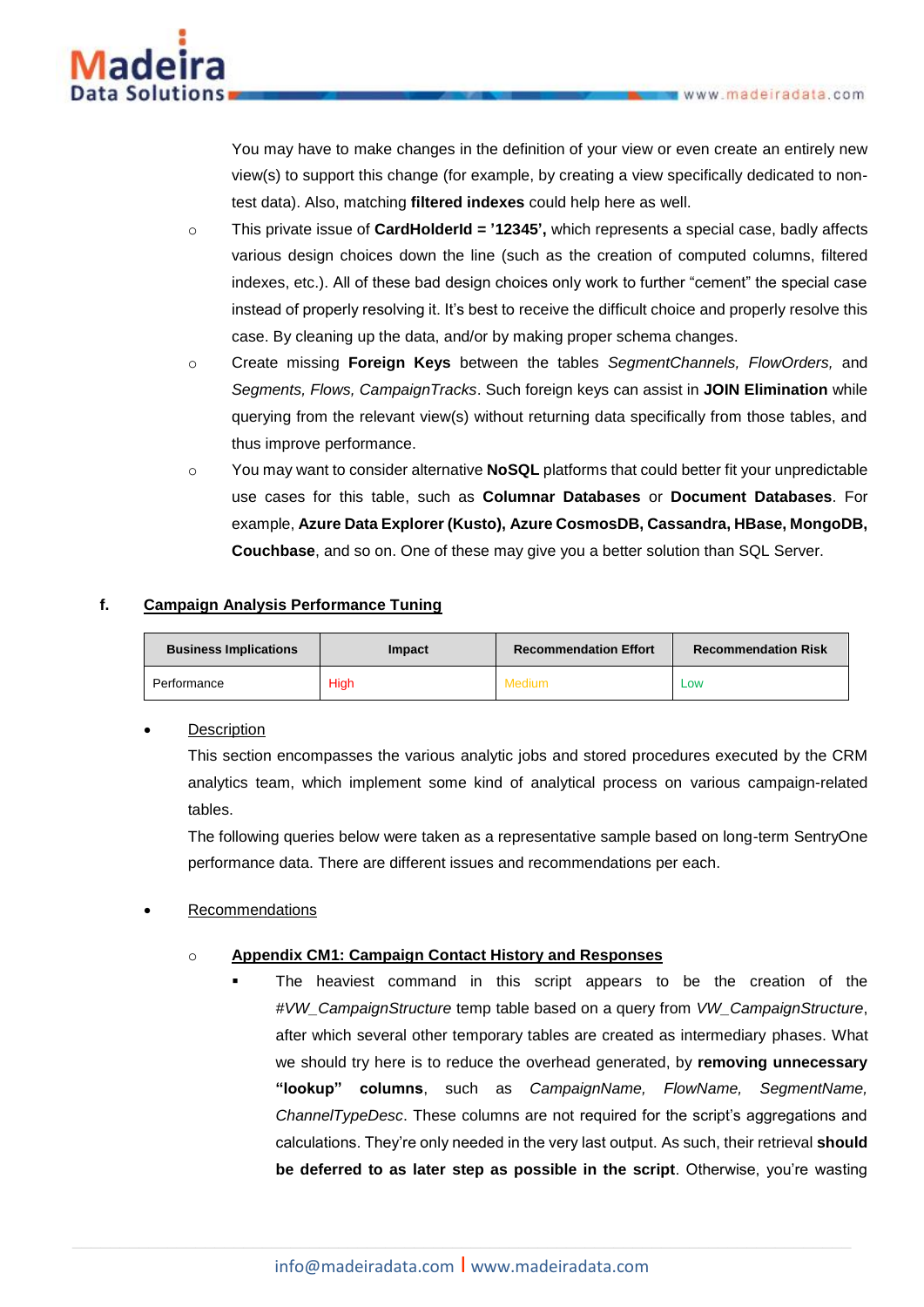You may have to make changes in the definition of your view or even create an entirely new view(s) to support this change (for example, by creating a view specifically dedicated to non-test data). Also, matching **filtered indexes** could help here as well.

- This private issue of **CardHolderId = '12345',** which represents a special case, badly affects various design choices down the line (such as the creation of computed columns, filtered indexes, etc.). All of these bad design choices only work to further "cement" the special case instead of properly resolving it. It's best to receive the difficult choice and properly resolve this case. By cleaning up the data, and/or by making proper schema changes.
- Create missing **Foreign Keys** between the tables *SegmentChannels, FlowOrders,* and *Segments, Flows, CampaignTracks*. Such foreign keys can assist in **JOIN Elimination** while querying from the relevant view(s) without returning data specifically from those tables, and thus improve performance.
- You may want to consider alternative **NoSQL** platforms that could better fit your unpredictable use cases for this table, such as **Columnar Databases** or **Document Databases**. For example, **Azure Data Explorer (Kusto), Azure CosmosDB, Cassandra, HBase, MongoDB, Couchbase**, and so on. One of these may give you a better solution than SQL Server.

### f. Campaign Analysis Performance Tuning

| Business Implications | Impact | Recommendation Effort | Recommendation Risk |
|---|---|---|---|
| Performance | High | Medium | Low |

- Description

  This section encompasses the various analytic jobs and stored procedures executed by the CRM analytics team, which implement some kind of analytical process on various campaign-related tables.

  The following queries below were taken as a representative sample based on long-term SentryOne performance data. There are different issues and recommendations per each.

- Recommendations
  - **Appendix CM1: Campaign Contact History and Responses**
    - The heaviest command in this script appears to be the creation of the *#VW_CampaignStructure* temp table based on a query from *VW_CampaignStructure*, after which several other temporary tables are created as intermediary phases. What we should try here is to reduce the overhead generated, by **removing unnecessary "lookup" columns**, such as *CampaignName, FlowName, SegmentName, ChannelTypeDesc*. These columns are not required for the script's aggregations and calculations. They're only needed in the very last output. As such, their retrieval **should be deferred to as later step as possible in the script**. Otherwise, you're wasting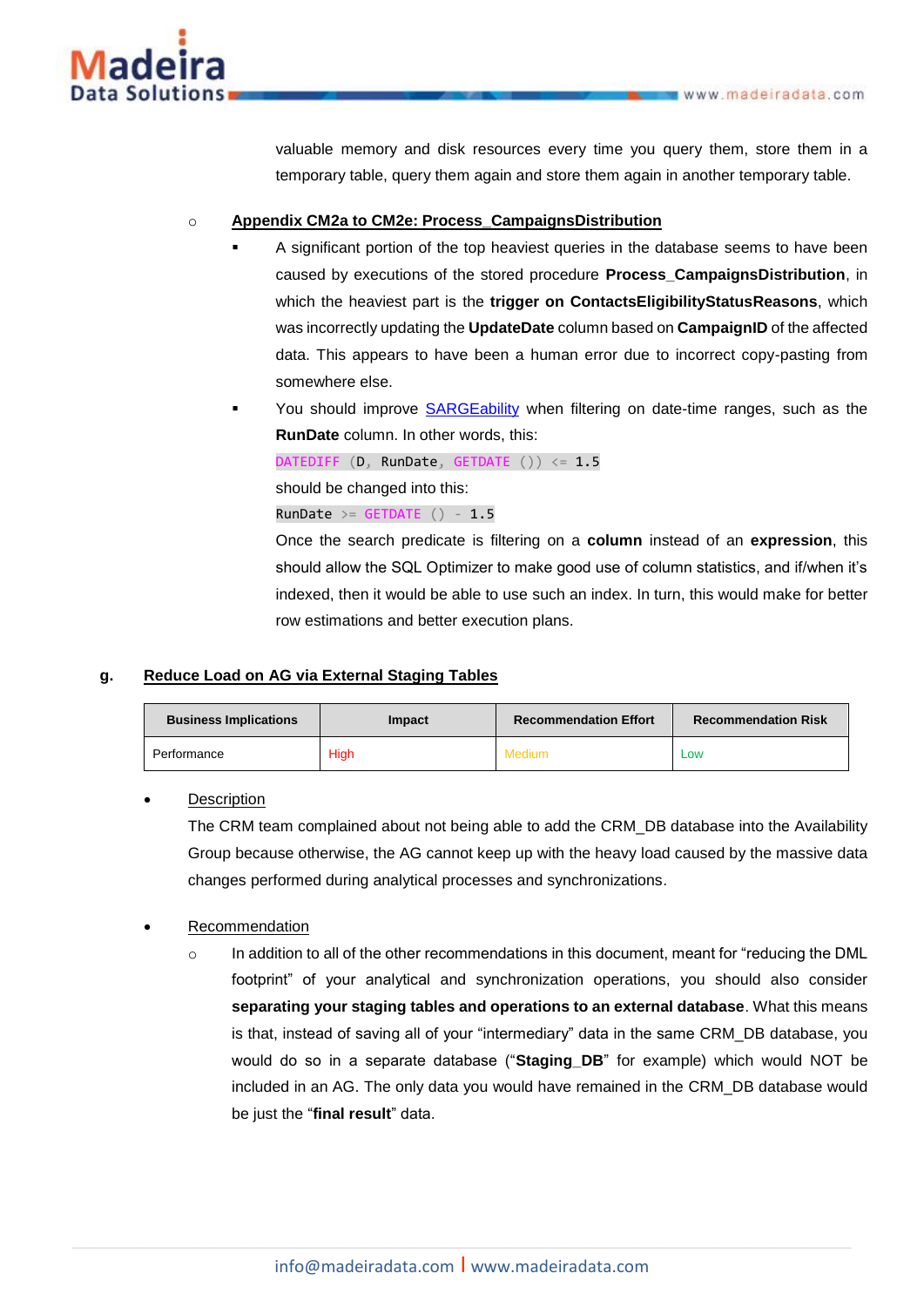valuable memory and disk resources every time you query them, store them in a temporary table, query them again and store them again in another temporary table.

- **Appendix CM2a to CM2e: Process_CampaignsDistribution**
  - A significant portion of the top heaviest queries in the database seems to have been caused by executions of the stored procedure **Process_CampaignsDistribution**, in which the heaviest part is the **trigger on ContactsEligibilityStatusReasons**, which was incorrectly updating the **UpdateDate** column based on **CampaignID** of the affected data. This appears to have been a human error due to incorrect copy-pasting from somewhere else.
  - You should improve SARGEability when filtering on date-time ranges, such as the **RunDate** column. In other words, this:

    ```
    DATEDIFF (D, RunDate, GETDATE ()) <= 1.5
    ```

    should be changed into this:

    ```
    RunDate >= GETDATE () - 1.5
    ```

    Once the search predicate is filtering on a **column** instead of an **expression**, this should allow the SQL Optimizer to make good use of column statistics, and if/when it's indexed, then it would be able to use such an index. In turn, this would make for better row estimations and better execution plans.

### g. Reduce Load on AG via External Staging Tables

| Business Implications | Impact | Recommendation Effort | Recommendation Risk |
|---|---|---|---|
| Performance | High | Medium | Low |

- Description

  The CRM team complained about not being able to add the CRM_DB database into the Availability Group because otherwise, the AG cannot keep up with the heavy load caused by the massive data changes performed during analytical processes and synchronizations.

- Recommendation
  - In addition to all of the other recommendations in this document, meant for "reducing the DML footprint" of your analytical and synchronization operations, you should also consider **separating your staging tables and operations to an external database**. What this means is that, instead of saving all of your "intermediary" data in the same CRM_DB database, you would do so in a separate database ("**Staging_DB**" for example) which would NOT be included in an AG. The only data you would have remained in the CRM_DB database would be just the "**final result**" data.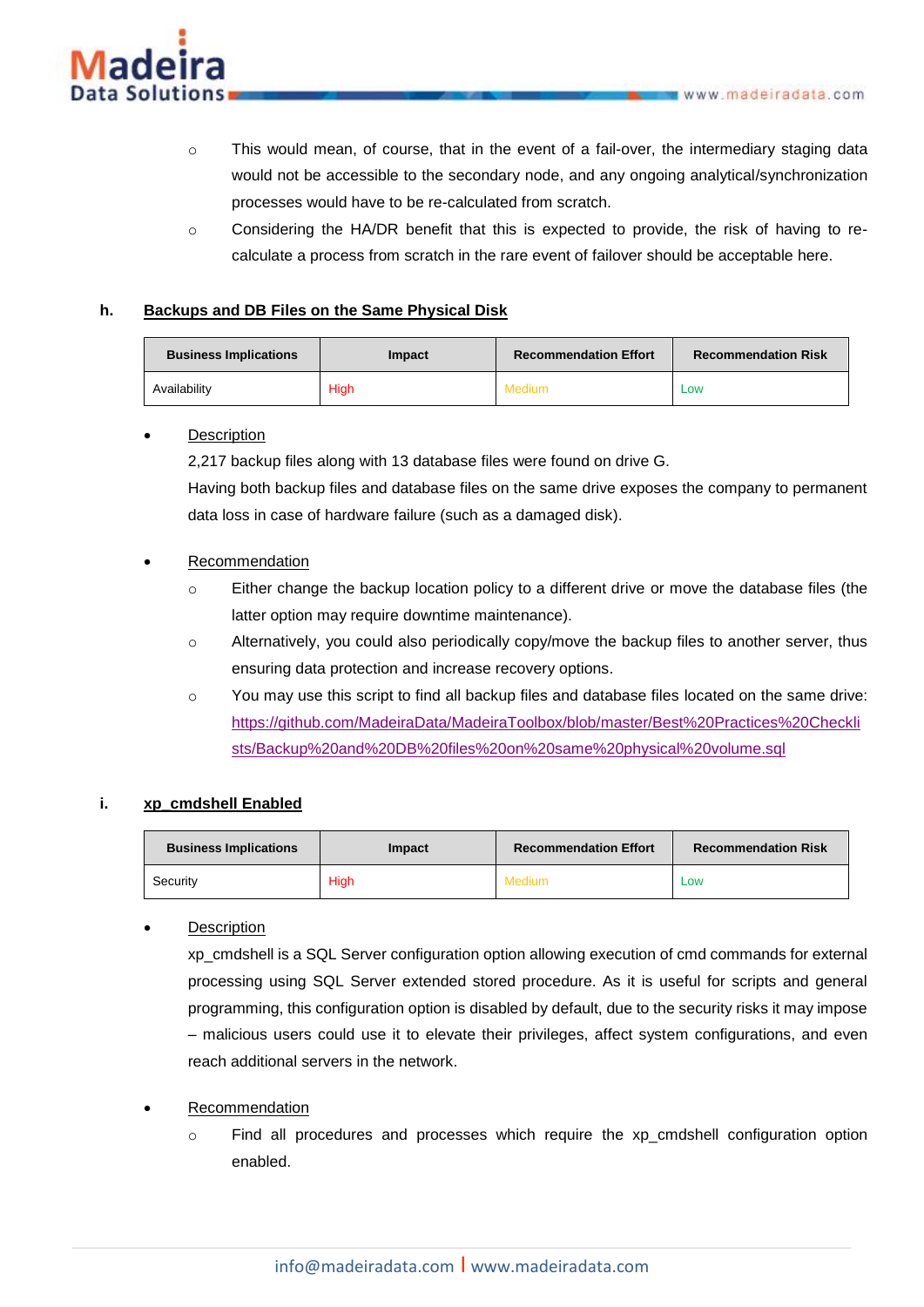- This would mean, of course, that in the event of a fail-over, the intermediary staging data would not be accessible to the secondary node, and any ongoing analytical/synchronization processes would have to be re-calculated from scratch.
- Considering the HA/DR benefit that this is expected to provide, the risk of having to re-calculate a process from scratch in the rare event of failover should be acceptable here.

### h. Backups and DB Files on the Same Physical Disk

| Business Implications | Impact | Recommendation Effort | Recommendation Risk |
|---|---|---|---|
| Availability | High | Medium | Low |

- Description

  2,217 backup files along with 13 database files were found on drive G.

  Having both backup files and database files on the same drive exposes the company to permanent data loss in case of hardware failure (such as a damaged disk).

- Recommendation
  - Either change the backup location policy to a different drive or move the database files (the latter option may require downtime maintenance).
  - Alternatively, you could also periodically copy/move the backup files to another server, thus ensuring data protection and increase recovery options.
  - You may use this script to find all backup files and database files located on the same drive: https://github.com/MadeiraData/MadeiraToolbox/blob/master/Best%20Practices%20Checklists/Backup%20and%20DB%20files%20on%20same%20physical%20volume.sql

### i. xp_cmdshell Enabled

| Business Implications | Impact | Recommendation Effort | Recommendation Risk |
|---|---|---|---|
| Security | High | Medium | Low |

- Description

  xp_cmdshell is a SQL Server configuration option allowing execution of cmd commands for external processing using SQL Server extended stored procedure. As it is useful for scripts and general programming, this configuration option is disabled by default, due to the security risks it may impose – malicious users could use it to elevate their privileges, affect system configurations, and even reach additional servers in the network.

- Recommendation
  - Find all procedures and processes which require the xp_cmdshell configuration option enabled.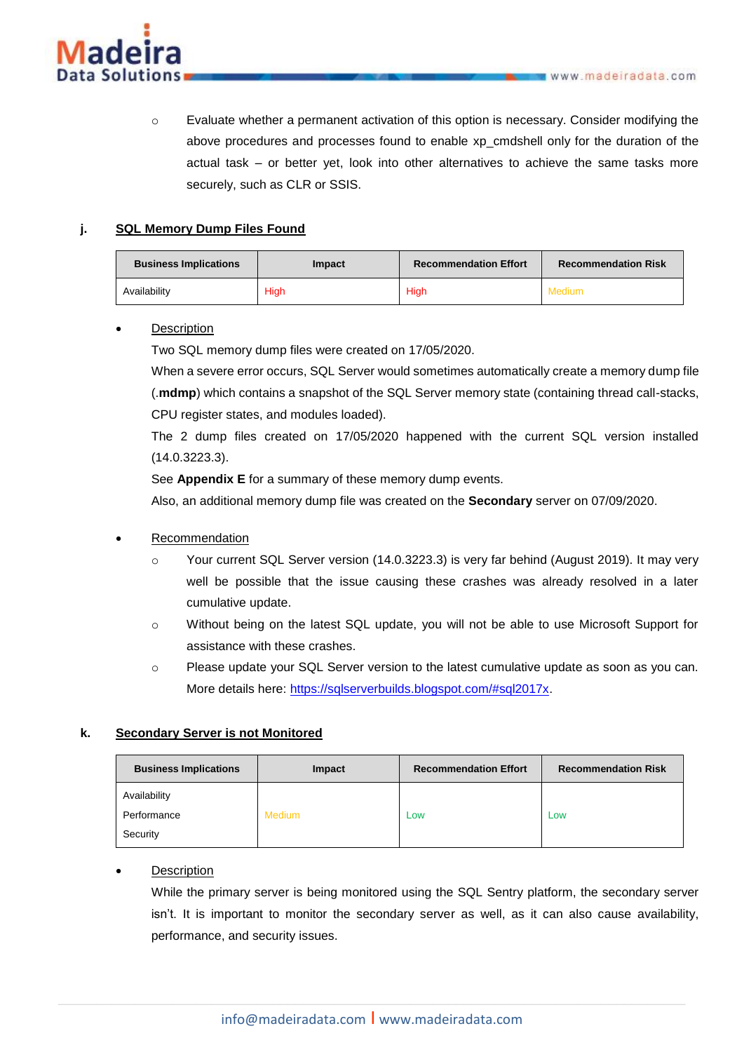- Evaluate whether a permanent activation of this option is necessary. Consider modifying the above procedures and processes found to enable xp_cmdshell only for the duration of the actual task – or better yet, look into other alternatives to achieve the same tasks more securely, such as CLR or SSIS.

### j. SQL Memory Dump Files Found

| Business Implications | Impact | Recommendation Effort | Recommendation Risk |
|---|---|---|---|
| Availability | High | High | Medium |

- Description

  Two SQL memory dump files were created on 17/05/2020.

  When a severe error occurs, SQL Server would sometimes automatically create a memory dump file (**.mdmp**) which contains a snapshot of the SQL Server memory state (containing thread call-stacks, CPU register states, and modules loaded).

  The 2 dump files created on 17/05/2020 happened with the current SQL version installed (14.0.3223.3).

  See **Appendix E** for a summary of these memory dump events.

  Also, an additional memory dump file was created on the **Secondary** server on 07/09/2020.

- Recommendation
  - Your current SQL Server version (14.0.3223.3) is very far behind (August 2019). It may very well be possible that the issue causing these crashes was already resolved in a later cumulative update.
  - Without being on the latest SQL update, you will not be able to use Microsoft Support for assistance with these crashes.
  - Please update your SQL Server version to the latest cumulative update as soon as you can. More details here: https://sqlserverbuilds.blogspot.com/#sql2017x.

### k. Secondary Server is not Monitored

| Business Implications | Impact | Recommendation Effort | Recommendation Risk |
|---|---|---|---|
| Availability<br>Performance<br>Security | Medium | Low | Low |

- Description

  While the primary server is being monitored using the SQL Sentry platform, the secondary server isn't. It is important to monitor the secondary server as well, as it can also cause availability, performance, and security issues.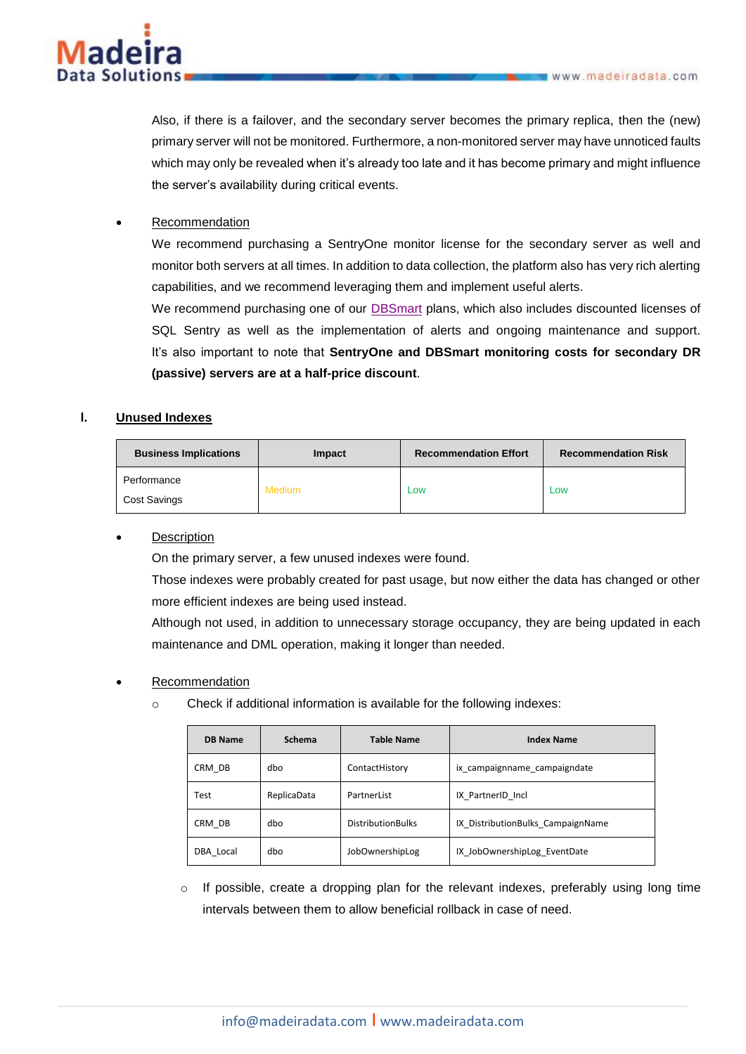Also, if there is a failover, and the secondary server becomes the primary replica, then the (new) primary server will not be monitored. Furthermore, a non-monitored server may have unnoticed faults which may only be revealed when it's already too late and it has become primary and might influence the server's availability during critical events.

- Recommendation
  We recommend purchasing a SentryOne monitor license for the secondary server as well and monitor both servers at all times. In addition to data collection, the platform also has very rich alerting capabilities, and we recommend leveraging them and implement useful alerts.
  We recommend purchasing one of our DBSmart plans, which also includes discounted licenses of SQL Sentry as well as the implementation of alerts and ongoing maintenance and support. It's also important to note that **SentryOne and DBSmart monitoring costs for secondary DR (passive) servers are at a half-price discount**.

## I. Unused Indexes

| Business Implications | Impact | Recommendation Effort | Recommendation Risk |
|---|---|---|---|
| Performance<br>Cost Savings | Medium | Low | Low |

- Description
  On the primary server, a few unused indexes were found.
  Those indexes were probably created for past usage, but now either the data has changed or other more efficient indexes are being used instead.
  Although not used, in addition to unnecessary storage occupancy, they are being updated in each maintenance and DML operation, making it longer than needed.

- Recommendation
  - Check if additional information is available for the following indexes:

| DB Name | Schema | Table Name | Index Name |
|---|---|---|---|
| CRM_DB | dbo | ContactHistory | ix_campaignname_campaigndate |
| Test | ReplicaData | PartnerList | IX_PartnerID_Incl |
| CRM_DB | dbo | DistributionBulks | IX_DistributionBulks_CampaignName |
| DBA_Local | dbo | JobOwnershipLog | IX_JobOwnershipLog_EventDate |

  - If possible, create a dropping plan for the relevant indexes, preferably using long time intervals between them to allow beneficial rollback in case of need.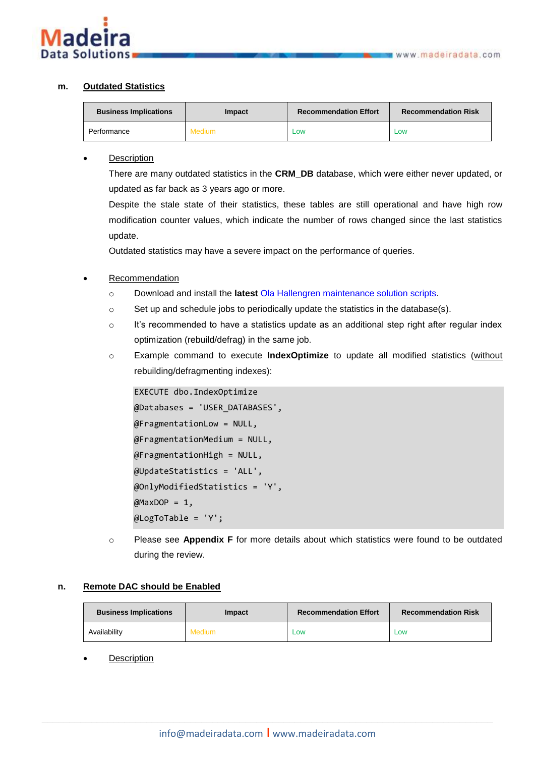### m. Outdated Statistics

| Business Implications | Impact | Recommendation Effort | Recommendation Risk |
|---|---|---|---|
| Performance | Medium | Low | Low |

- Description

  There are many outdated statistics in the **CRM_DB** database, which were either never updated, or updated as far back as 3 years ago or more.

  Despite the stale state of their statistics, these tables are still operational and have high row modification counter values, which indicate the number of rows changed since the last statistics update.

  Outdated statistics may have a severe impact on the performance of queries.

- Recommendation
  - Download and install the **latest** Ola Hallengren maintenance solution scripts.
  - Set up and schedule jobs to periodically update the statistics in the database(s).
  - It's recommended to have a statistics update as an additional step right after regular index optimization (rebuild/defrag) in the same job.
  - Example command to execute **IndexOptimize** to update all modified statistics (without rebuilding/defragmenting indexes):

```
EXECUTE dbo.IndexOptimize
@Databases = 'USER_DATABASES',
@FragmentationLow = NULL,
@FragmentationMedium = NULL,
@FragmentationHigh = NULL,
@UpdateStatistics = 'ALL',
@OnlyModifiedStatistics = 'Y',
@MaxDOP = 1,
@LogToTable = 'Y';
```

  - Please see **Appendix F** for more details about which statistics were found to be outdated during the review.

### n. Remote DAC should be Enabled

| Business Implications | Impact | Recommendation Effort | Recommendation Risk |
|---|---|---|---|
| Availability | Medium | Low | Low |

- Description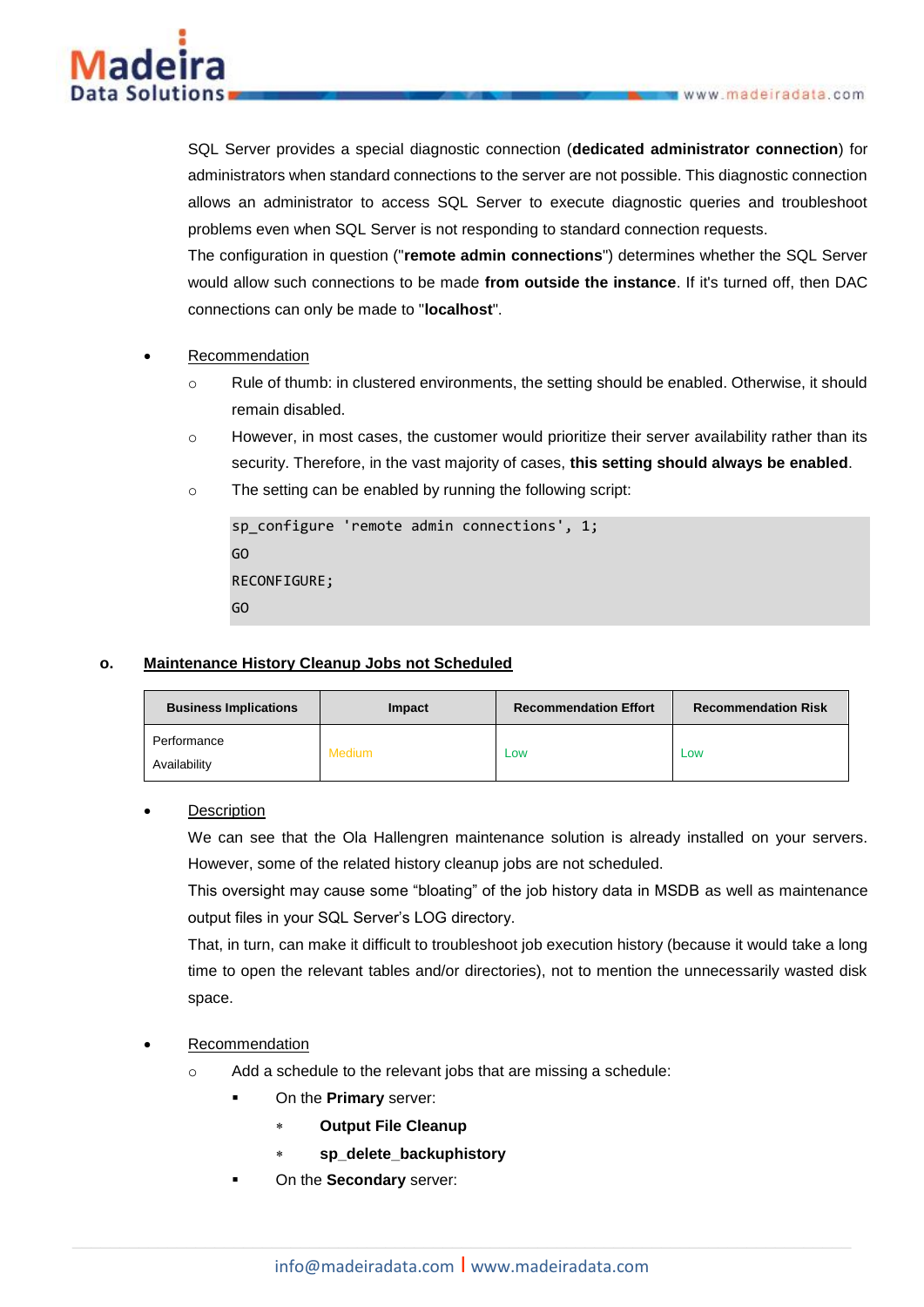SQL Server provides a special diagnostic connection (**dedicated administrator connection**) for administrators when standard connections to the server are not possible. This diagnostic connection allows an administrator to access SQL Server to execute diagnostic queries and troubleshoot problems even when SQL Server is not responding to standard connection requests.

The configuration in question ("**remote admin connections**") determines whether the SQL Server would allow such connections to be made **from outside the instance**. If it's turned off, then DAC connections can only be made to "**localhost**".

- Recommendation
  - Rule of thumb: in clustered environments, the setting should be enabled. Otherwise, it should remain disabled.
  - However, in most cases, the customer would prioritize their server availability rather than its security. Therefore, in the vast majority of cases, **this setting should always be enabled**.
  - The setting can be enabled by running the following script:

```
sp_configure 'remote admin connections', 1;
GO
RECONFIGURE;
GO
```

## o. Maintenance History Cleanup Jobs not Scheduled

| Business Implications | Impact | Recommendation Effort | Recommendation Risk |
| --- | --- | --- | --- |
| Performance<br>Availability | Medium | Low | Low |

- Description

  We can see that the Ola Hallengren maintenance solution is already installed on your servers. However, some of the related history cleanup jobs are not scheduled.

  This oversight may cause some "bloating" of the job history data in MSDB as well as maintenance output files in your SQL Server's LOG directory.

  That, in turn, can make it difficult to troubleshoot job execution history (because it would take a long time to open the relevant tables and/or directories), not to mention the unnecessarily wasted disk space.

- Recommendation
  - Add a schedule to the relevant jobs that are missing a schedule:
    - On the **Primary** server:
      - **Output File Cleanup**
      - **sp_delete_backuphistory**
    - On the **Secondary** server: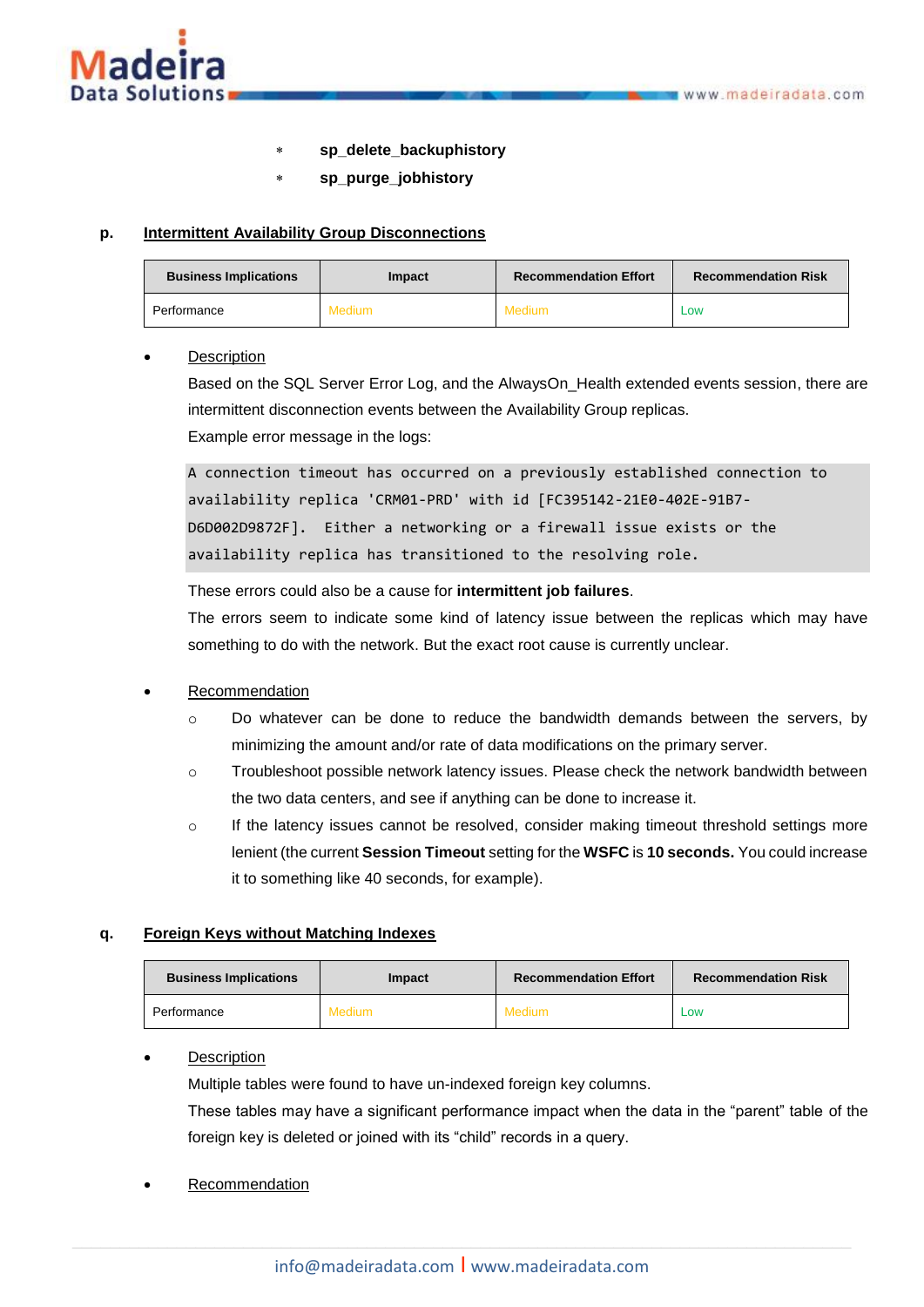- **sp_delete_backuphistory**
- **sp_purge_jobhistory**

### p. Intermittent Availability Group Disconnections

| Business Implications | Impact | Recommendation Effort | Recommendation Risk |
|---|---|---|---|
| Performance | Medium | Medium | Low |

- Description

  Based on the SQL Server Error Log, and the AlwaysOn_Health extended events session, there are intermittent disconnection events between the Availability Group replicas.

  Example error message in the logs:

  ```
  A connection timeout has occurred on a previously established connection to
  availability replica 'CRM01-PRD' with id [FC395142-21E0-402E-91B7-
  D6D002D9872F].  Either a networking or a firewall issue exists or the
  availability replica has transitioned to the resolving role.
  ```

  These errors could also be a cause for **intermittent job failures**.

  The errors seem to indicate some kind of latency issue between the replicas which may have something to do with the network. But the exact root cause is currently unclear.

- Recommendation
  - Do whatever can be done to reduce the bandwidth demands between the servers, by minimizing the amount and/or rate of data modifications on the primary server.
  - Troubleshoot possible network latency issues. Please check the network bandwidth between the two data centers, and see if anything can be done to increase it.
  - If the latency issues cannot be resolved, consider making timeout threshold settings more lenient (the current **Session Timeout** setting for the **WSFC** is **10 seconds.** You could increase it to something like 40 seconds, for example).

### q. Foreign Keys without Matching Indexes

| Business Implications | Impact | Recommendation Effort | Recommendation Risk |
|---|---|---|---|
| Performance | Medium | Medium | Low |

- Description

  Multiple tables were found to have un-indexed foreign key columns.

  These tables may have a significant performance impact when the data in the "parent" table of the foreign key is deleted or joined with its "child" records in a query.

- Recommendation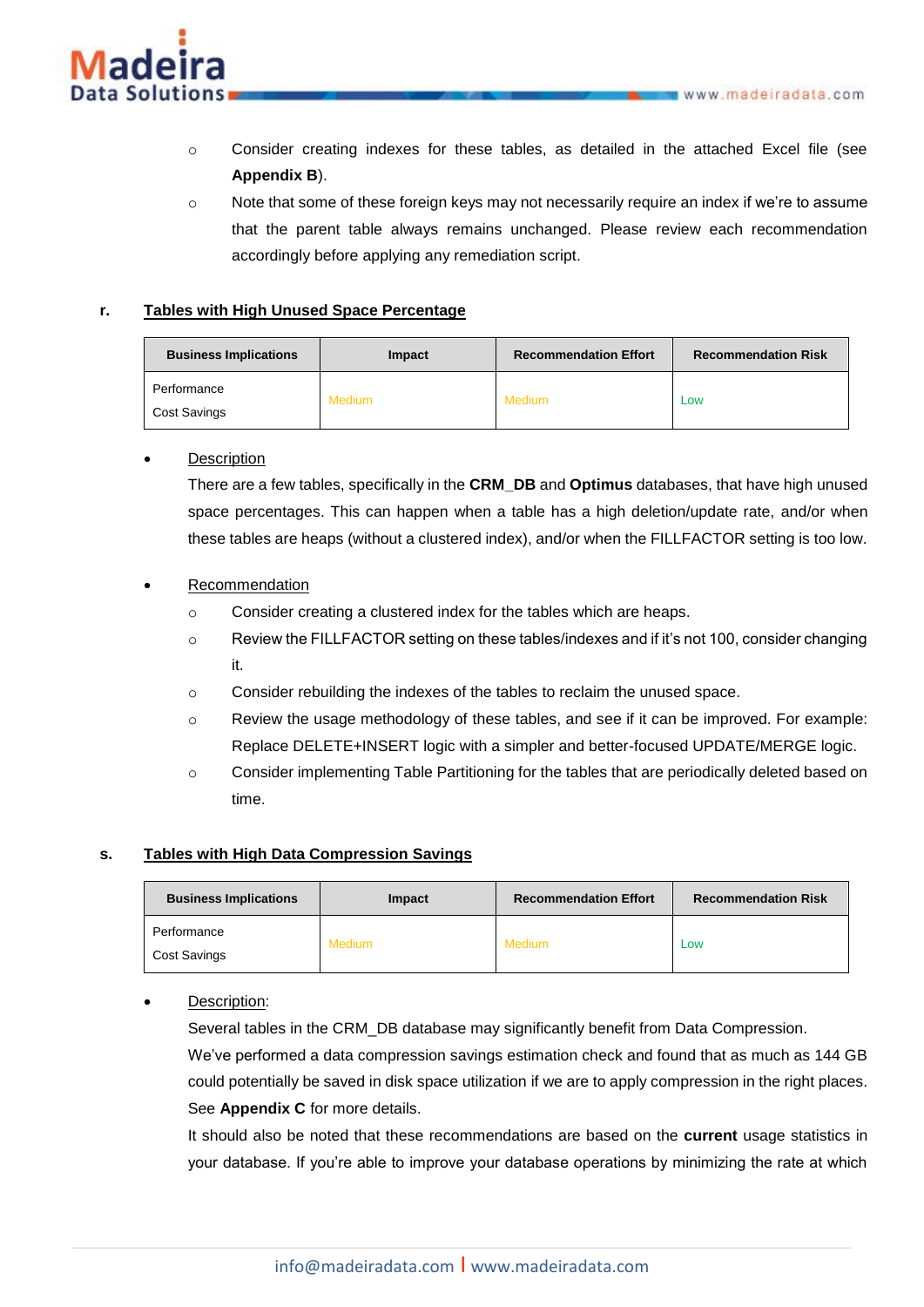- Consider creating indexes for these tables, as detailed in the attached Excel file (see **Appendix B**).
- Note that some of these foreign keys may not necessarily require an index if we're to assume that the parent table always remains unchanged. Please review each recommendation accordingly before applying any remediation script.

### r. Tables with High Unused Space Percentage

| Business Implications | Impact | Recommendation Effort | Recommendation Risk |
|---|---|---|---|
| Performance<br>Cost Savings | Medium | Medium | Low |

- Description

  There are a few tables, specifically in the **CRM_DB** and **Optimus** databases, that have high unused space percentages. This can happen when a table has a high deletion/update rate, and/or when these tables are heaps (without a clustered index), and/or when the FILLFACTOR setting is too low.

- Recommendation
  - Consider creating a clustered index for the tables which are heaps.
  - Review the FILLFACTOR setting on these tables/indexes and if it's not 100, consider changing it.
  - Consider rebuilding the indexes of the tables to reclaim the unused space.
  - Review the usage methodology of these tables, and see if it can be improved. For example: Replace DELETE+INSERT logic with a simpler and better-focused UPDATE/MERGE logic.
  - Consider implementing Table Partitioning for the tables that are periodically deleted based on time.

### s. Tables with High Data Compression Savings

| Business Implications | Impact | Recommendation Effort | Recommendation Risk |
|---|---|---|---|
| Performance<br>Cost Savings | Medium | Medium | Low |

- Description:

  Several tables in the CRM_DB database may significantly benefit from Data Compression.

  We've performed a data compression savings estimation check and found that as much as 144 GB could potentially be saved in disk space utilization if we are to apply compression in the right places. See **Appendix C** for more details.

  It should also be noted that these recommendations are based on the **current** usage statistics in your database. If you're able to improve your database operations by minimizing the rate at which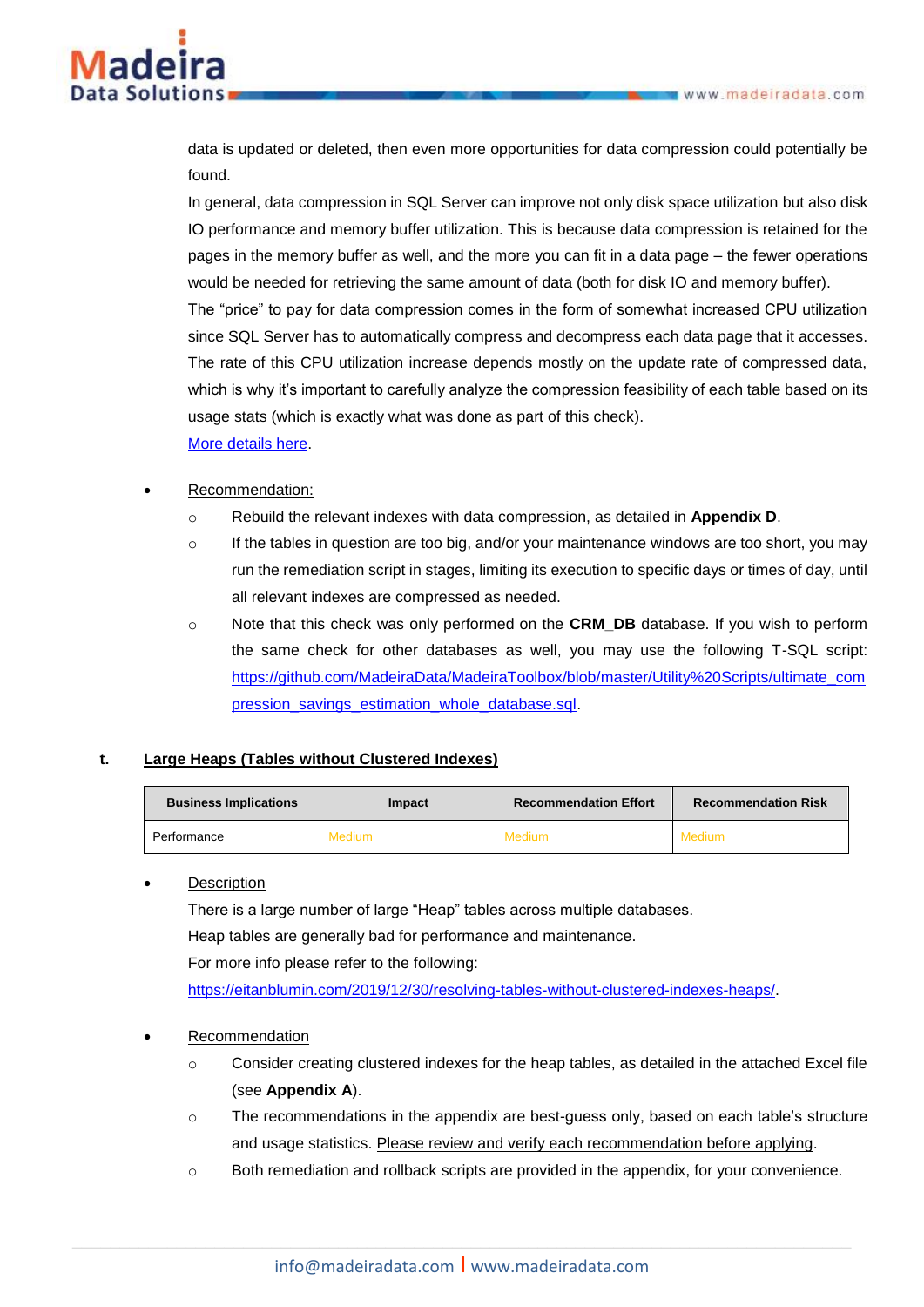data is updated or deleted, then even more opportunities for data compression could potentially be found.

In general, data compression in SQL Server can improve not only disk space utilization but also disk IO performance and memory buffer utilization. This is because data compression is retained for the pages in the memory buffer as well, and the more you can fit in a data page – the fewer operations would be needed for retrieving the same amount of data (both for disk IO and memory buffer).

The "price" to pay for data compression comes in the form of somewhat increased CPU utilization since SQL Server has to automatically compress and decompress each data page that it accesses. The rate of this CPU utilization increase depends mostly on the update rate of compressed data, which is why it's important to carefully analyze the compression feasibility of each table based on its usage stats (which is exactly what was done as part of this check).

More details here.

- Recommendation:
  - Rebuild the relevant indexes with data compression, as detailed in **Appendix D**.
  - If the tables in question are too big, and/or your maintenance windows are too short, you may run the remediation script in stages, limiting its execution to specific days or times of day, until all relevant indexes are compressed as needed.
  - Note that this check was only performed on the **CRM_DB** database. If you wish to perform the same check for other databases as well, you may use the following T-SQL script: https://github.com/MadeiraData/MadeiraToolbox/blob/master/Utility%20Scripts/ultimate_compression_savings_estimation_whole_database.sql.

### t. Large Heaps (Tables without Clustered Indexes)

| Business Implications | Impact | Recommendation Effort | Recommendation Risk |
|---|---|---|---|
| Performance | Medium | Medium | Medium |

- Description

  There is a large number of large "Heap" tables across multiple databases.

  Heap tables are generally bad for performance and maintenance.

  For more info please refer to the following:

  https://eitanblumin.com/2019/12/30/resolving-tables-without-clustered-indexes-heaps/.

- Recommendation
  - Consider creating clustered indexes for the heap tables, as detailed in the attached Excel file (see **Appendix A**).
  - The recommendations in the appendix are best-guess only, based on each table's structure and usage statistics. Please review and verify each recommendation before applying.
  - Both remediation and rollback scripts are provided in the appendix, for your convenience.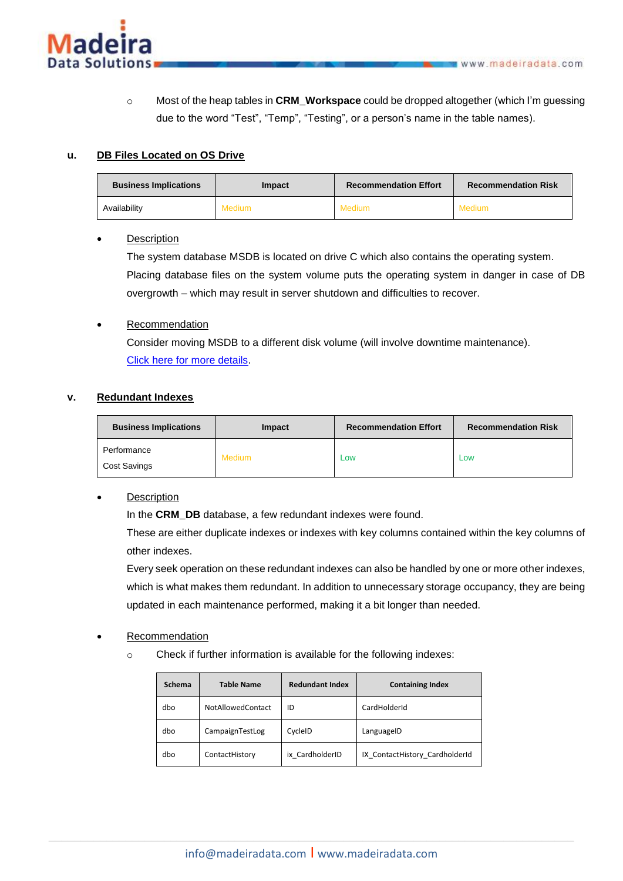- Most of the heap tables in **CRM_Workspace** could be dropped altogether (which I'm guessing due to the word "Test", "Temp", "Testing", or a person's name in the table names).

**u. DB Files Located on OS Drive**

| Business Implications | Impact | Recommendation Effort | Recommendation Risk |
| --- | --- | --- | --- |
| Availability | Medium | Medium | Medium |

- Description

  The system database MSDB is located on drive C which also contains the operating system. Placing database files on the system volume puts the operating system in danger in case of DB overgrowth – which may result in server shutdown and difficulties to recover.

- Recommendation

  Consider moving MSDB to a different disk volume (will involve downtime maintenance). Click here for more details.

**v. Redundant Indexes**

| Business Implications | Impact | Recommendation Effort | Recommendation Risk |
| --- | --- | --- | --- |
| Performance<br>Cost Savings | Medium | Low | Low |

- Description

  In the **CRM_DB** database, a few redundant indexes were found.

  These are either duplicate indexes or indexes with key columns contained within the key columns of other indexes.

  Every seek operation on these redundant indexes can also be handled by one or more other indexes, which is what makes them redundant. In addition to unnecessary storage occupancy, they are being updated in each maintenance performed, making it a bit longer than needed.

- Recommendation
  - Check if further information is available for the following indexes:

| Schema | Table Name | Redundant Index | Containing Index |
| --- | --- | --- | --- |
| dbo | NotAllowedContact | ID | CardHolderId |
| dbo | CampaignTestLog | CycleID | LanguageID |
| dbo | ContactHistory | ix_CardholderID | IX_ContactHistory_CardholderId |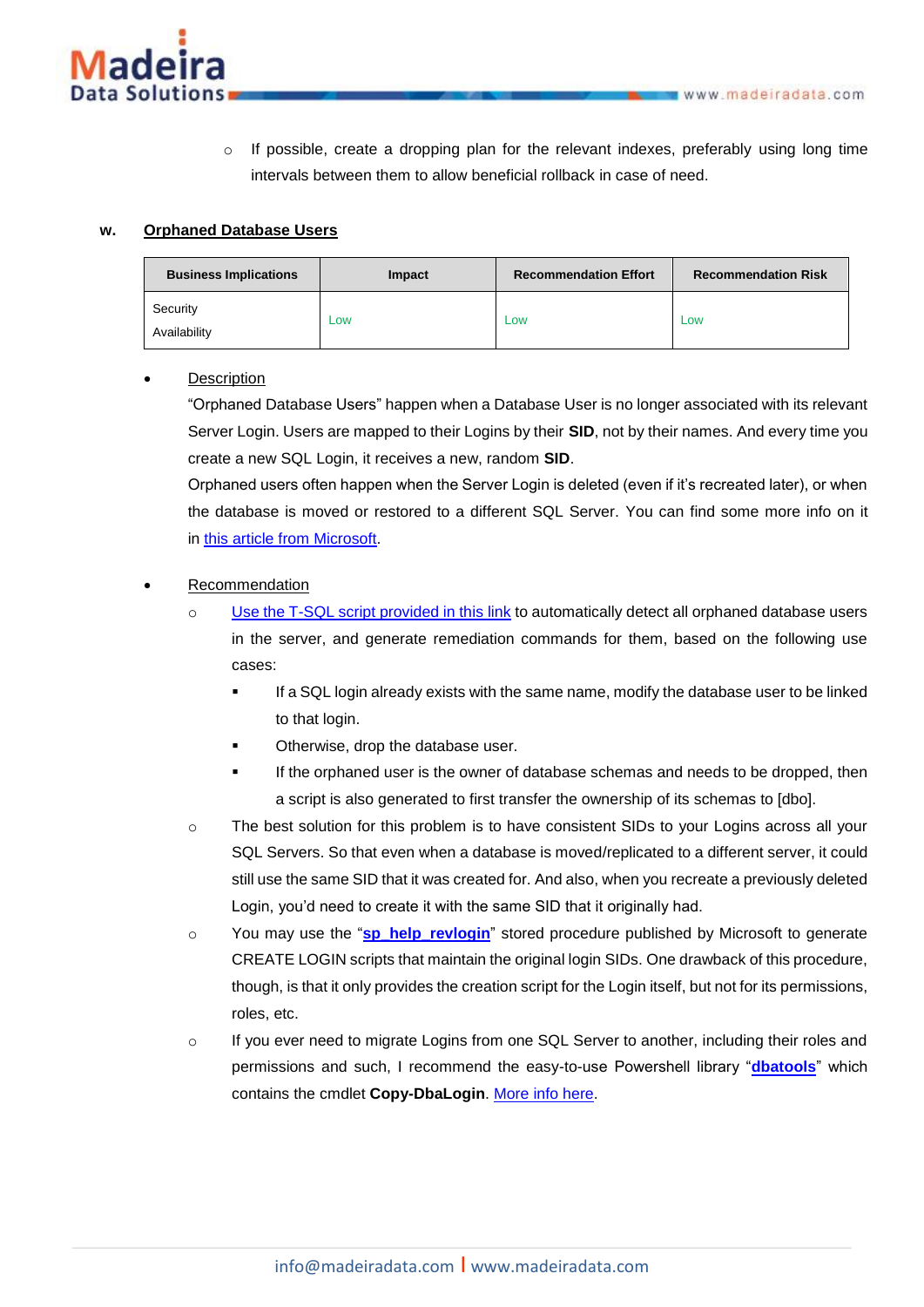- If possible, create a dropping plan for the relevant indexes, preferably using long time intervals between them to allow beneficial rollback in case of need.

### w. Orphaned Database Users

| Business Implications | Impact | Recommendation Effort | Recommendation Risk |
|---|---|---|---|
| Security<br>Availability | Low | Low | Low |

- Description

  "Orphaned Database Users" happen when a Database User is no longer associated with its relevant Server Login. Users are mapped to their Logins by their **SID**, not by their names. And every time you create a new SQL Login, it receives a new, random **SID**.

  Orphaned users often happen when the Server Login is deleted (even if it's recreated later), or when the database is moved or restored to a different SQL Server. You can find some more info on it in this article from Microsoft.

- Recommendation
  - Use the T-SQL script provided in this link to automatically detect all orphaned database users in the server, and generate remediation commands for them, based on the following use cases:
    - If a SQL login already exists with the same name, modify the database user to be linked to that login.
    - Otherwise, drop the database user.
    - If the orphaned user is the owner of database schemas and needs to be dropped, then a script is also generated to first transfer the ownership of its schemas to [dbo].
  - The best solution for this problem is to have consistent SIDs to your Logins across all your SQL Servers. So that even when a database is moved/replicated to a different server, it could still use the same SID that it was created for. And also, when you recreate a previously deleted Login, you'd need to create it with the same SID that it originally had.
  - You may use the "**sp_help_revlogin**" stored procedure published by Microsoft to generate CREATE LOGIN scripts that maintain the original login SIDs. One drawback of this procedure, though, is that it only provides the creation script for the Login itself, but not for its permissions, roles, etc.
  - If you ever need to migrate Logins from one SQL Server to another, including their roles and permissions and such, I recommend the easy-to-use Powershell library "**dbatools**" which contains the cmdlet **Copy-DbaLogin**. More info here.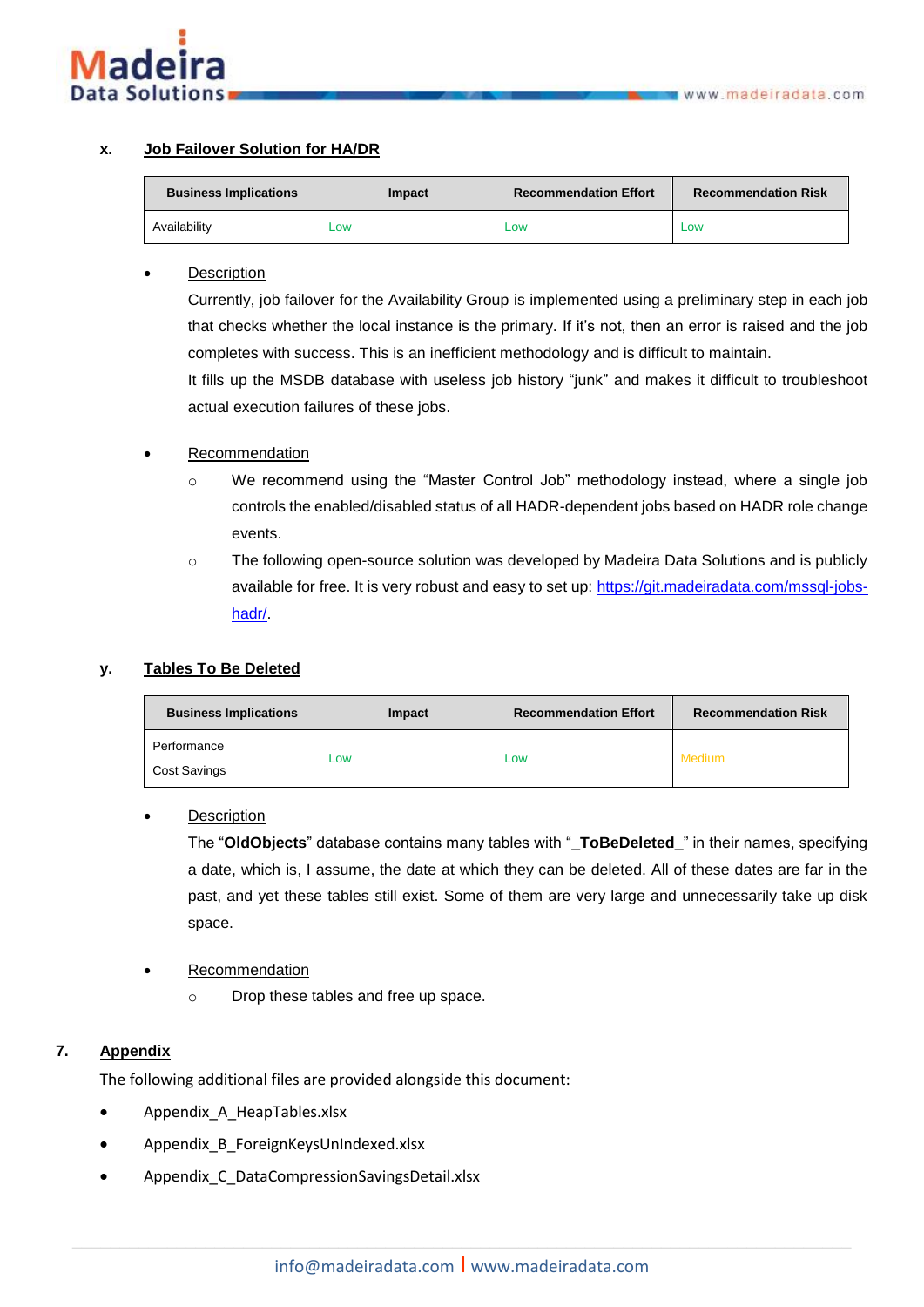### x. Job Failover Solution for HA/DR

| Business Implications | Impact | Recommendation Effort | Recommendation Risk |
|---|---|---|---|
| Availability | Low | Low | Low |

- Description

  Currently, job failover for the Availability Group is implemented using a preliminary step in each job that checks whether the local instance is the primary. If it's not, then an error is raised and the job completes with success. This is an inefficient methodology and is difficult to maintain.
  It fills up the MSDB database with useless job history "junk" and makes it difficult to troubleshoot actual execution failures of these jobs.

- Recommendation
  - We recommend using the "Master Control Job" methodology instead, where a single job controls the enabled/disabled status of all HADR-dependent jobs based on HADR role change events.
  - The following open-source solution was developed by Madeira Data Solutions and is publicly available for free. It is very robust and easy to set up: https://git.madeiradata.com/mssql-jobs-hadr/.

### y. Tables To Be Deleted

| Business Implications | Impact | Recommendation Effort | Recommendation Risk |
|---|---|---|---|
| Performance<br>Cost Savings | Low | Low | Medium |

- Description

  The "**OldObjects**" database contains many tables with "_**ToBeDeleted**_" in their names, specifying a date, which is, I assume, the date at which they can be deleted. All of these dates are far in the past, and yet these tables still exist. Some of them are very large and unnecessarily take up disk space.

- Recommendation
  - Drop these tables and free up space.

## 7. Appendix

The following additional files are provided alongside this document:

- Appendix_A_HeapTables.xlsx
- Appendix_B_ForeignKeysUnIndexed.xlsx
- Appendix_C_DataCompressionSavingsDetail.xlsx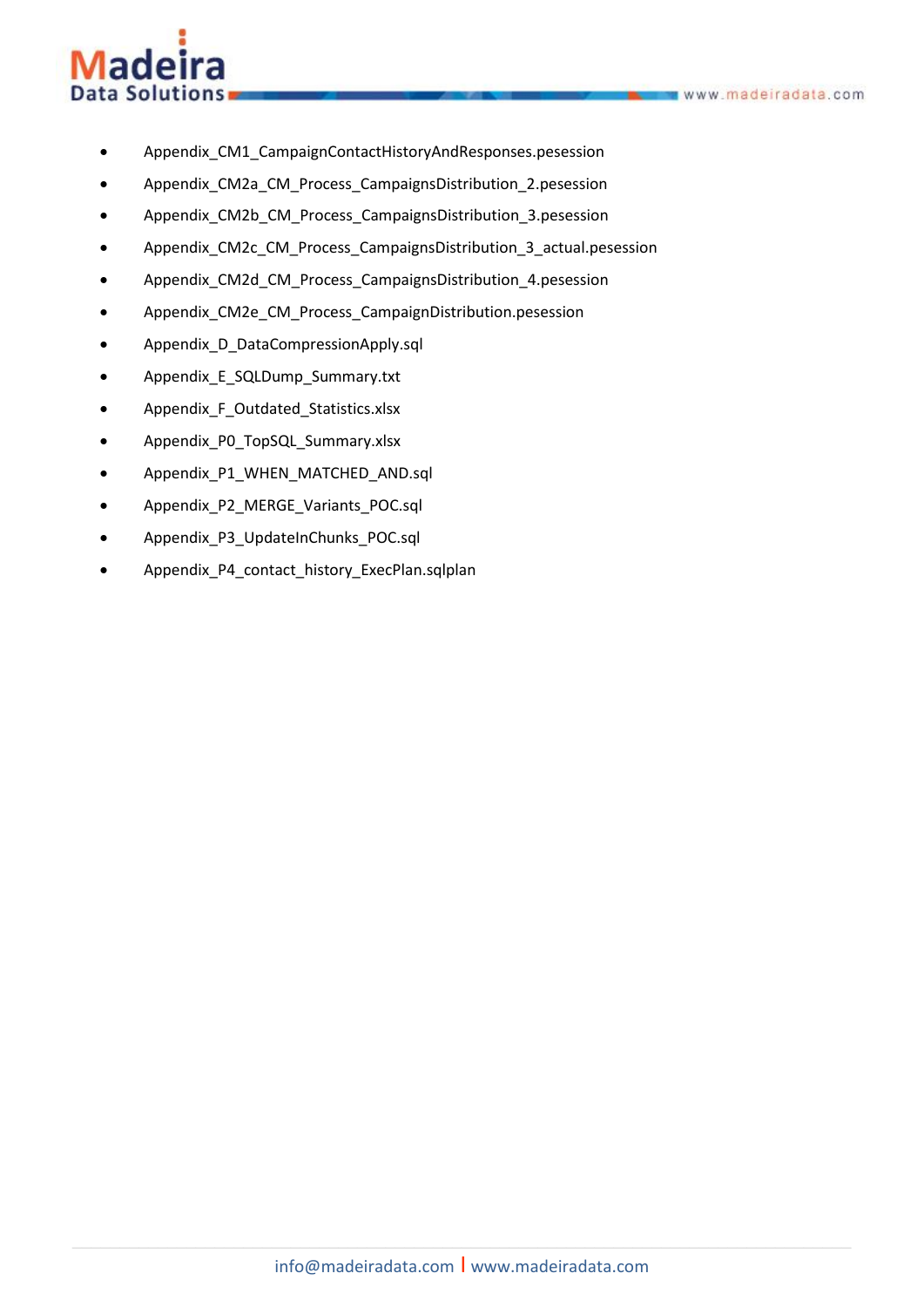- Appendix_CM1_CampaignContactHistoryAndResponses.pesession
- Appendix_CM2a_CM_Process_CampaignsDistribution_2.pesession
- Appendix_CM2b_CM_Process_CampaignsDistribution_3.pesession
- Appendix_CM2c_CM_Process_CampaignsDistribution_3_actual.pesession
- Appendix_CM2d_CM_Process_CampaignsDistribution_4.pesession
- Appendix_CM2e_CM_Process_CampaignDistribution.pesession
- Appendix_D_DataCompressionApply.sql
- Appendix_E_SQLDump_Summary.txt
- Appendix_F_Outdated_Statistics.xlsx
- Appendix_P0_TopSQL_Summary.xlsx
- Appendix_P1_WHEN_MATCHED_AND.sql
- Appendix_P2_MERGE_Variants_POC.sql
- Appendix_P3_UpdateInChunks_POC.sql
- Appendix_P4_contact_history_ExecPlan.sqlplan